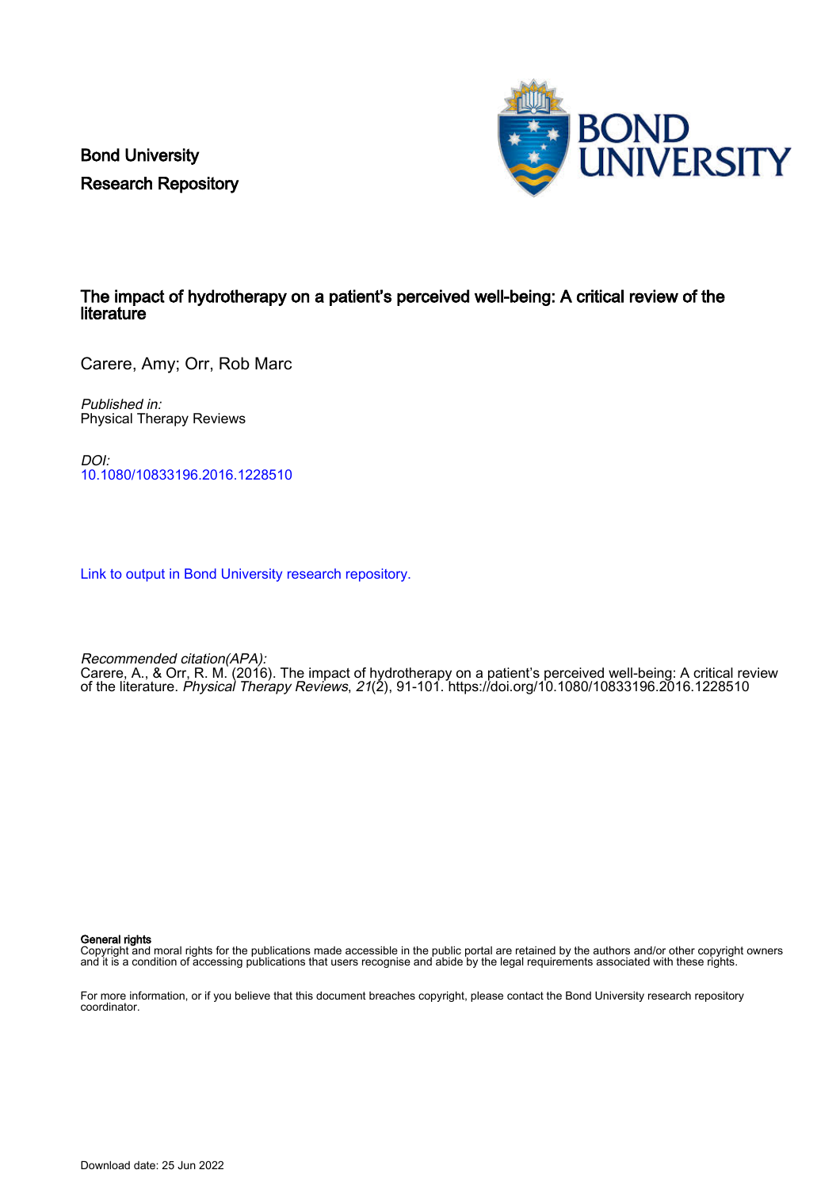Bond University
Research Repository

# The impact of hydrotherapy on a patient's perceived well-being: A critical review of the literature

Carere, Amy; Orr, Rob Marc

*Published in:*
Physical Therapy Reviews

*DOI:*
10.1080/10833196.2016.1228510

Link to output in Bond University research repository.

*Recommended citation(APA):*
Carere, A., & Orr, R. M. (2016). The impact of hydrotherapy on a patient's perceived well-being: A critical review of the literature. *Physical Therapy Reviews*, *21*(2), 91-101. https://doi.org/10.1080/10833196.2016.1228510

**General rights**
Copyright and moral rights for the publications made accessible in the public portal are retained by the authors and/or other copyright owners and it is a condition of accessing publications that users recognise and abide by the legal requirements associated with these rights.

For more information, or if you believe that this document breaches copyright, please contact the Bond University research repository coordinator.

Download date: 25 Jun 2022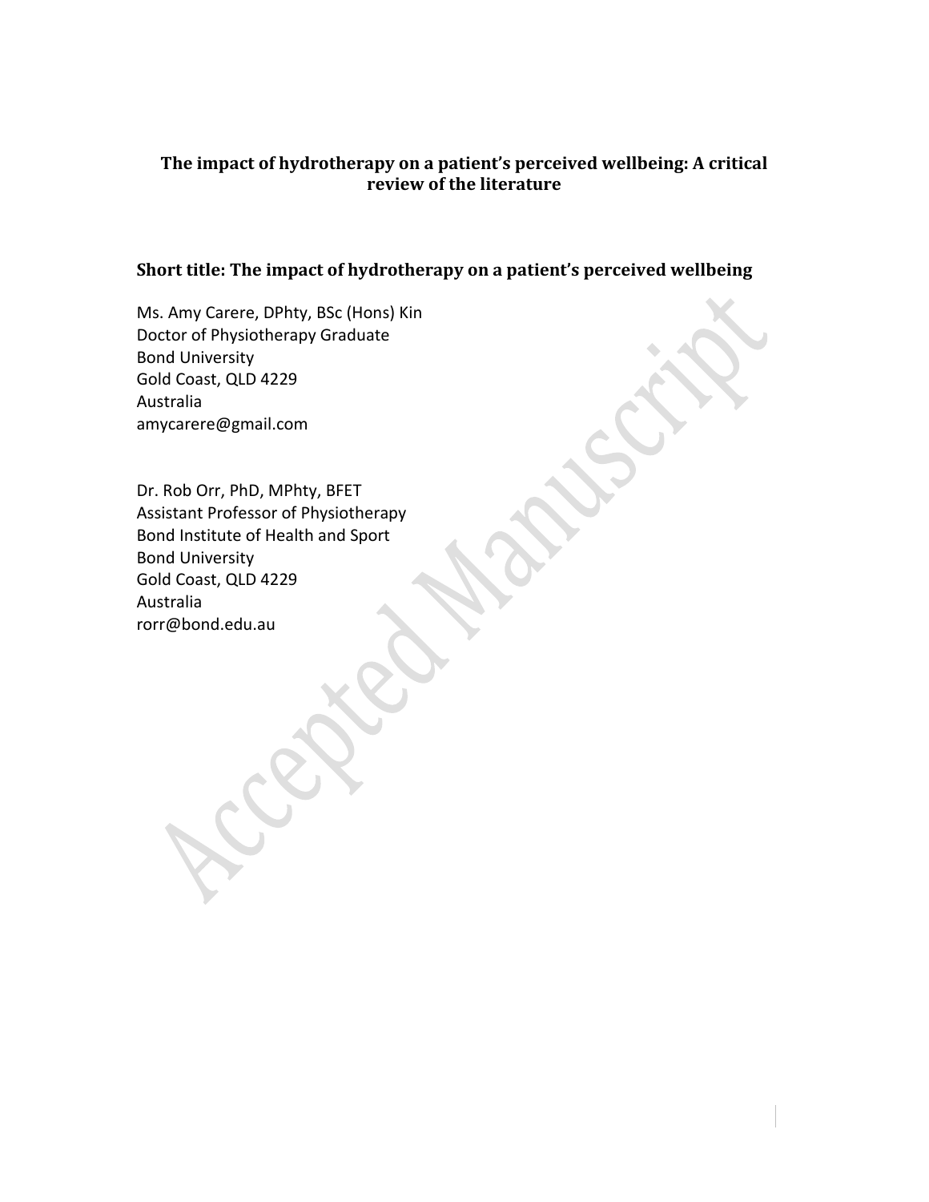**The impact of hydrotherapy on a patient's perceived wellbeing: A critical review of the literature**

## Short title: The impact of hydrotherapy on a patient's perceived wellbeing

Ms. Amy Carere, DPhty, BSc (Hons) Kin
Doctor of Physiotherapy Graduate
Bond University
Gold Coast, QLD 4229
Australia
amycarere@gmail.com

Dr. Rob Orr, PhD, MPhty, BFET
Assistant Professor of Physiotherapy
Bond Institute of Health and Sport
Bond University
Gold Coast, QLD 4229
Australia
rorr@bond.edu.au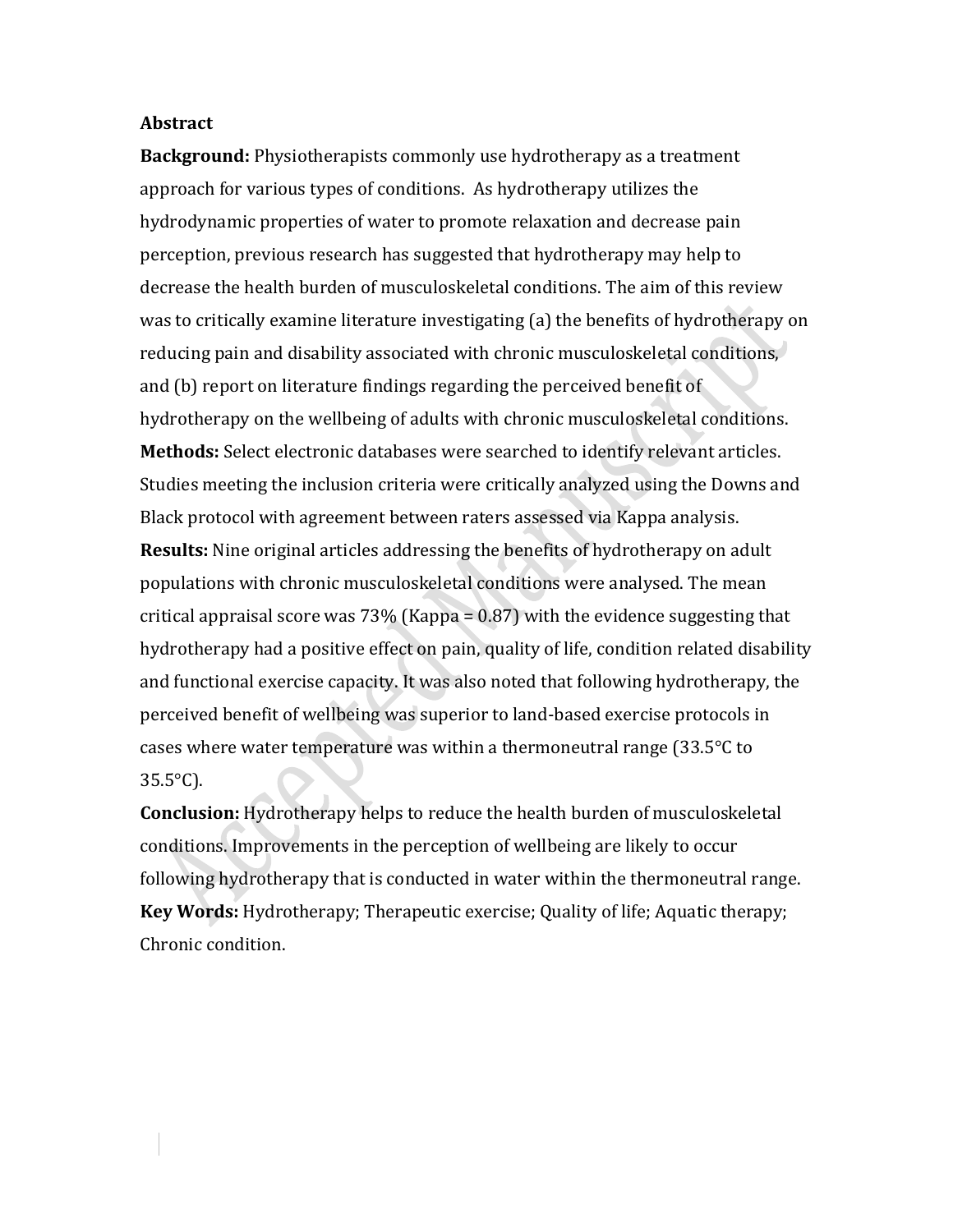## Abstract

**Background:** Physiotherapists commonly use hydrotherapy as a treatment approach for various types of conditions. As hydrotherapy utilizes the hydrodynamic properties of water to promote relaxation and decrease pain perception, previous research has suggested that hydrotherapy may help to decrease the health burden of musculoskeletal conditions. The aim of this review was to critically examine literature investigating (a) the benefits of hydrotherapy on reducing pain and disability associated with chronic musculoskeletal conditions, and (b) report on literature findings regarding the perceived benefit of hydrotherapy on the wellbeing of adults with chronic musculoskeletal conditions.

**Methods:** Select electronic databases were searched to identify relevant articles. Studies meeting the inclusion criteria were critically analyzed using the Downs and Black protocol with agreement between raters assessed via Kappa analysis.

**Results:** Nine original articles addressing the benefits of hydrotherapy on adult populations with chronic musculoskeletal conditions were analysed. The mean critical appraisal score was 73% (Kappa = 0.87) with the evidence suggesting that hydrotherapy had a positive effect on pain, quality of life, condition related disability and functional exercise capacity. It was also noted that following hydrotherapy, the perceived benefit of wellbeing was superior to land-based exercise protocols in cases where water temperature was within a thermoneutral range (33.5°C to 35.5°C).

**Conclusion:** Hydrotherapy helps to reduce the health burden of musculoskeletal conditions. Improvements in the perception of wellbeing are likely to occur following hydrotherapy that is conducted in water within the thermoneutral range.

**Key Words:** Hydrotherapy; Therapeutic exercise; Quality of life; Aquatic therapy; Chronic condition.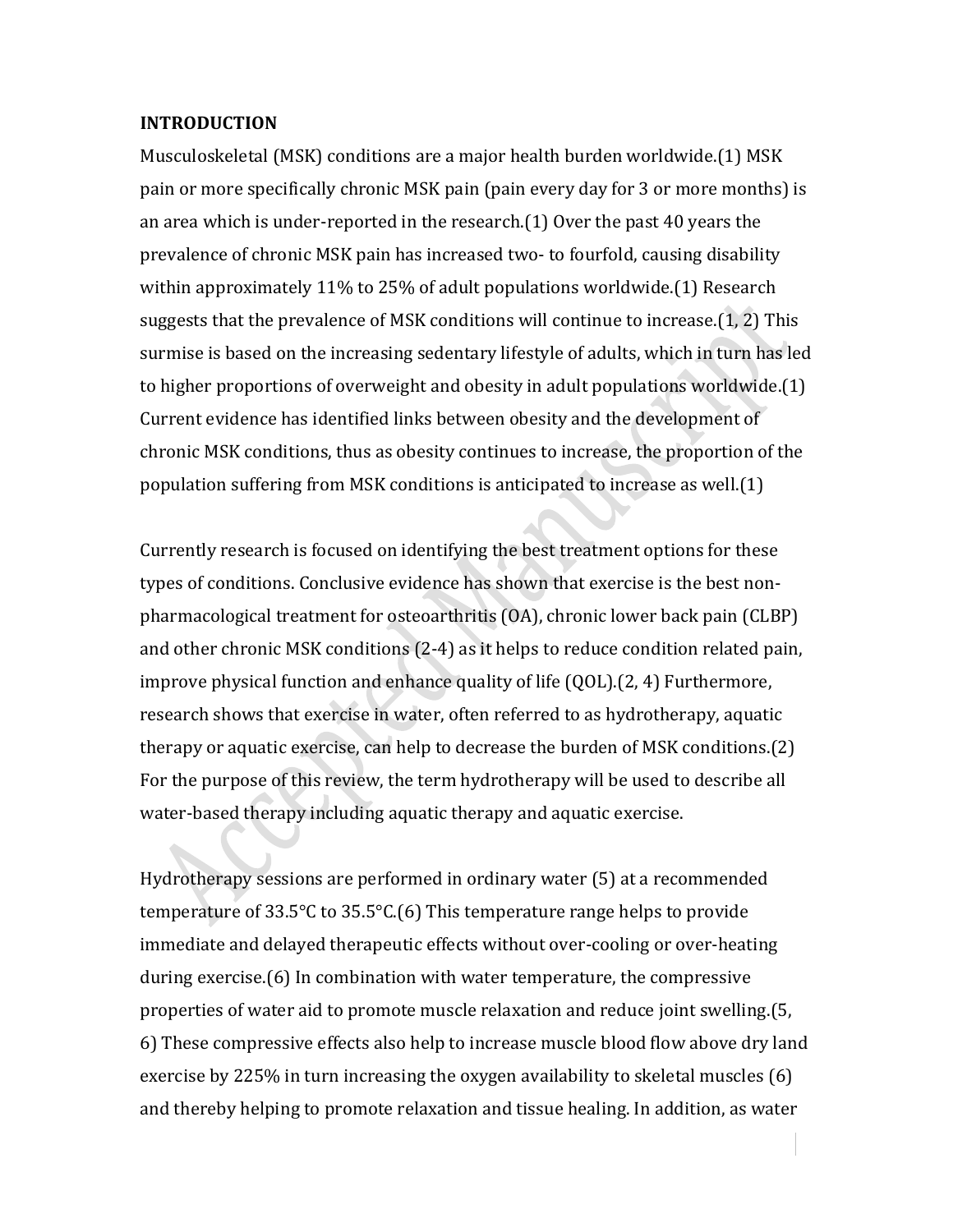## INTRODUCTION

Musculoskeletal (MSK) conditions are a major health burden worldwide.(1) MSK pain or more specifically chronic MSK pain (pain every day for 3 or more months) is an area which is under-reported in the research.(1) Over the past 40 years the prevalence of chronic MSK pain has increased two- to fourfold, causing disability within approximately 11% to 25% of adult populations worldwide.(1) Research suggests that the prevalence of MSK conditions will continue to increase.(1, 2) This surmise is based on the increasing sedentary lifestyle of adults, which in turn has led to higher proportions of overweight and obesity in adult populations worldwide.(1) Current evidence has identified links between obesity and the development of chronic MSK conditions, thus as obesity continues to increase, the proportion of the population suffering from MSK conditions is anticipated to increase as well.(1)

Currently research is focused on identifying the best treatment options for these types of conditions. Conclusive evidence has shown that exercise is the best non-pharmacological treatment for osteoarthritis (OA), chronic lower back pain (CLBP) and other chronic MSK conditions (2-4) as it helps to reduce condition related pain, improve physical function and enhance quality of life (QOL).(2, 4) Furthermore, research shows that exercise in water, often referred to as hydrotherapy, aquatic therapy or aquatic exercise, can help to decrease the burden of MSK conditions.(2) For the purpose of this review, the term hydrotherapy will be used to describe all water-based therapy including aquatic therapy and aquatic exercise.

Hydrotherapy sessions are performed in ordinary water (5) at a recommended temperature of 33.5°C to 35.5°C.(6) This temperature range helps to provide immediate and delayed therapeutic effects without over-cooling or over-heating during exercise.(6) In combination with water temperature, the compressive properties of water aid to promote muscle relaxation and reduce joint swelling.(5, 6) These compressive effects also help to increase muscle blood flow above dry land exercise by 225% in turn increasing the oxygen availability to skeletal muscles (6) and thereby helping to promote relaxation and tissue healing. In addition, as water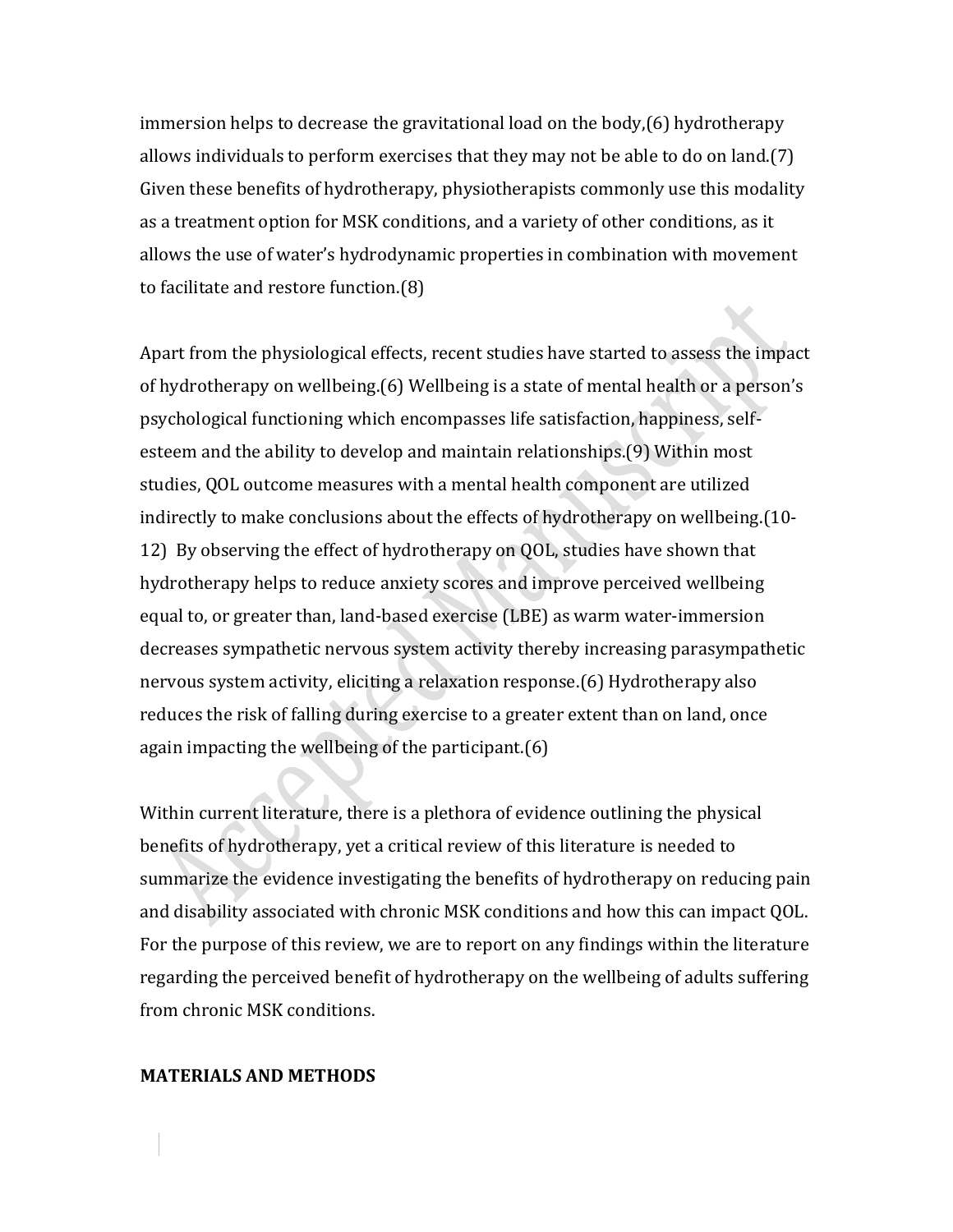immersion helps to decrease the gravitational load on the body,(6) hydrotherapy allows individuals to perform exercises that they may not be able to do on land.(7) Given these benefits of hydrotherapy, physiotherapists commonly use this modality as a treatment option for MSK conditions, and a variety of other conditions, as it allows the use of water's hydrodynamic properties in combination with movement to facilitate and restore function.(8)

Apart from the physiological effects, recent studies have started to assess the impact of hydrotherapy on wellbeing.(6) Wellbeing is a state of mental health or a person's psychological functioning which encompasses life satisfaction, happiness, self-esteem and the ability to develop and maintain relationships.(9) Within most studies, QOL outcome measures with a mental health component are utilized indirectly to make conclusions about the effects of hydrotherapy on wellbeing.(10-12) By observing the effect of hydrotherapy on QOL, studies have shown that hydrotherapy helps to reduce anxiety scores and improve perceived wellbeing equal to, or greater than, land-based exercise (LBE) as warm water-immersion decreases sympathetic nervous system activity thereby increasing parasympathetic nervous system activity, eliciting a relaxation response.(6) Hydrotherapy also reduces the risk of falling during exercise to a greater extent than on land, once again impacting the wellbeing of the participant.(6)

Within current literature, there is a plethora of evidence outlining the physical benefits of hydrotherapy, yet a critical review of this literature is needed to summarize the evidence investigating the benefits of hydrotherapy on reducing pain and disability associated with chronic MSK conditions and how this can impact QOL. For the purpose of this review, we are to report on any findings within the literature regarding the perceived benefit of hydrotherapy on the wellbeing of adults suffering from chronic MSK conditions.

## MATERIALS AND METHODS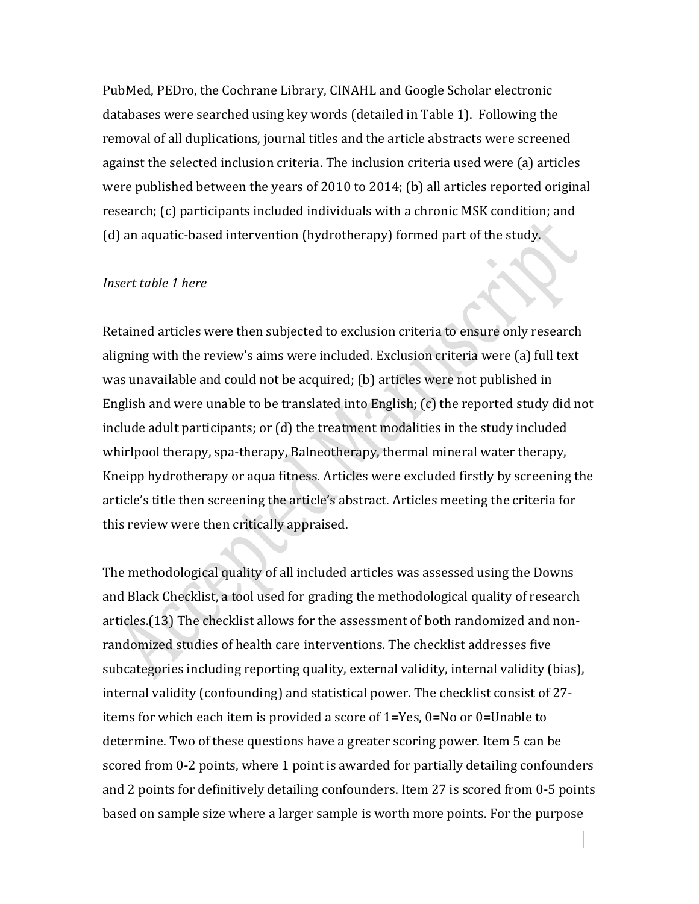PubMed, PEDro, the Cochrane Library, CINAHL and Google Scholar electronic databases were searched using key words (detailed in Table 1). Following the removal of all duplications, journal titles and the article abstracts were screened against the selected inclusion criteria. The inclusion criteria used were (a) articles were published between the years of 2010 to 2014; (b) all articles reported original research; (c) participants included individuals with a chronic MSK condition; and (d) an aquatic-based intervention (hydrotherapy) formed part of the study.

*Insert table 1 here*

Retained articles were then subjected to exclusion criteria to ensure only research aligning with the review's aims were included. Exclusion criteria were (a) full text was unavailable and could not be acquired; (b) articles were not published in English and were unable to be translated into English; (c) the reported study did not include adult participants; or (d) the treatment modalities in the study included whirlpool therapy, spa-therapy, Balneotherapy, thermal mineral water therapy, Kneipp hydrotherapy or aqua fitness. Articles were excluded firstly by screening the article's title then screening the article's abstract. Articles meeting the criteria for this review were then critically appraised.

The methodological quality of all included articles was assessed using the Downs and Black Checklist, a tool used for grading the methodological quality of research articles.(13) The checklist allows for the assessment of both randomized and non-randomized studies of health care interventions. The checklist addresses five subcategories including reporting quality, external validity, internal validity (bias), internal validity (confounding) and statistical power. The checklist consist of 27-items for which each item is provided a score of 1=Yes, 0=No or 0=Unable to determine. Two of these questions have a greater scoring power. Item 5 can be scored from 0-2 points, where 1 point is awarded for partially detailing confounders and 2 points for definitively detailing confounders. Item 27 is scored from 0-5 points based on sample size where a larger sample is worth more points. For the purpose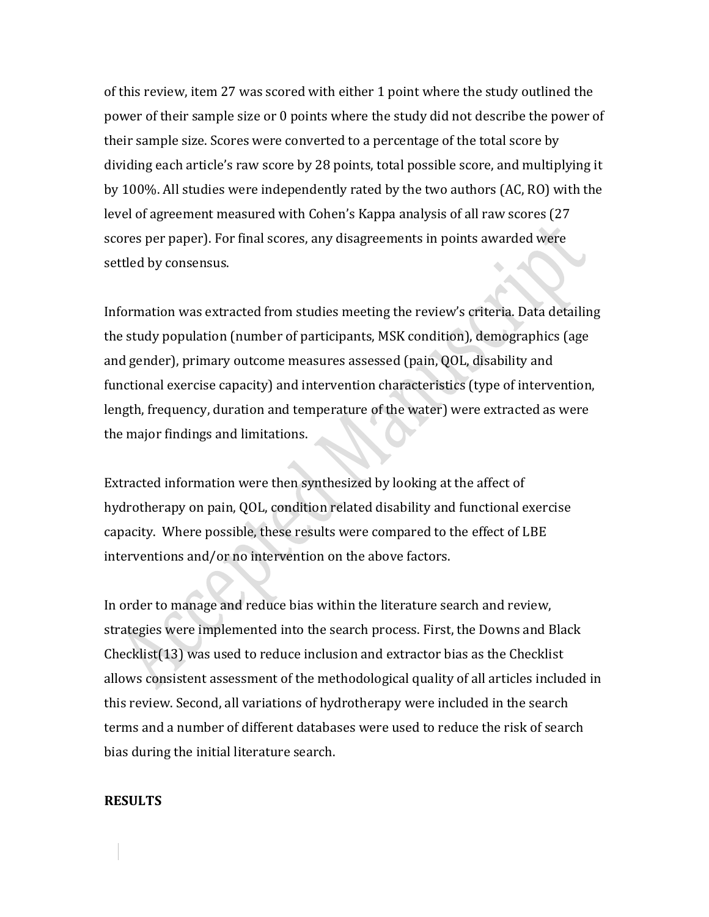of this review, item 27 was scored with either 1 point where the study outlined the power of their sample size or 0 points where the study did not describe the power of their sample size. Scores were converted to a percentage of the total score by dividing each article's raw score by 28 points, total possible score, and multiplying it by 100%. All studies were independently rated by the two authors (AC, RO) with the level of agreement measured with Cohen's Kappa analysis of all raw scores (27 scores per paper). For final scores, any disagreements in points awarded were settled by consensus.

Information was extracted from studies meeting the review's criteria. Data detailing the study population (number of participants, MSK condition), demographics (age and gender), primary outcome measures assessed (pain, QOL, disability and functional exercise capacity) and intervention characteristics (type of intervention, length, frequency, duration and temperature of the water) were extracted as were the major findings and limitations.

Extracted information were then synthesized by looking at the affect of hydrotherapy on pain, QOL, condition related disability and functional exercise capacity. Where possible, these results were compared to the effect of LBE interventions and/or no intervention on the above factors.

In order to manage and reduce bias within the literature search and review, strategies were implemented into the search process. First, the Downs and Black Checklist(13) was used to reduce inclusion and extractor bias as the Checklist allows consistent assessment of the methodological quality of all articles included in this review. Second, all variations of hydrotherapy were included in the search terms and a number of different databases were used to reduce the risk of search bias during the initial literature search.

## RESULTS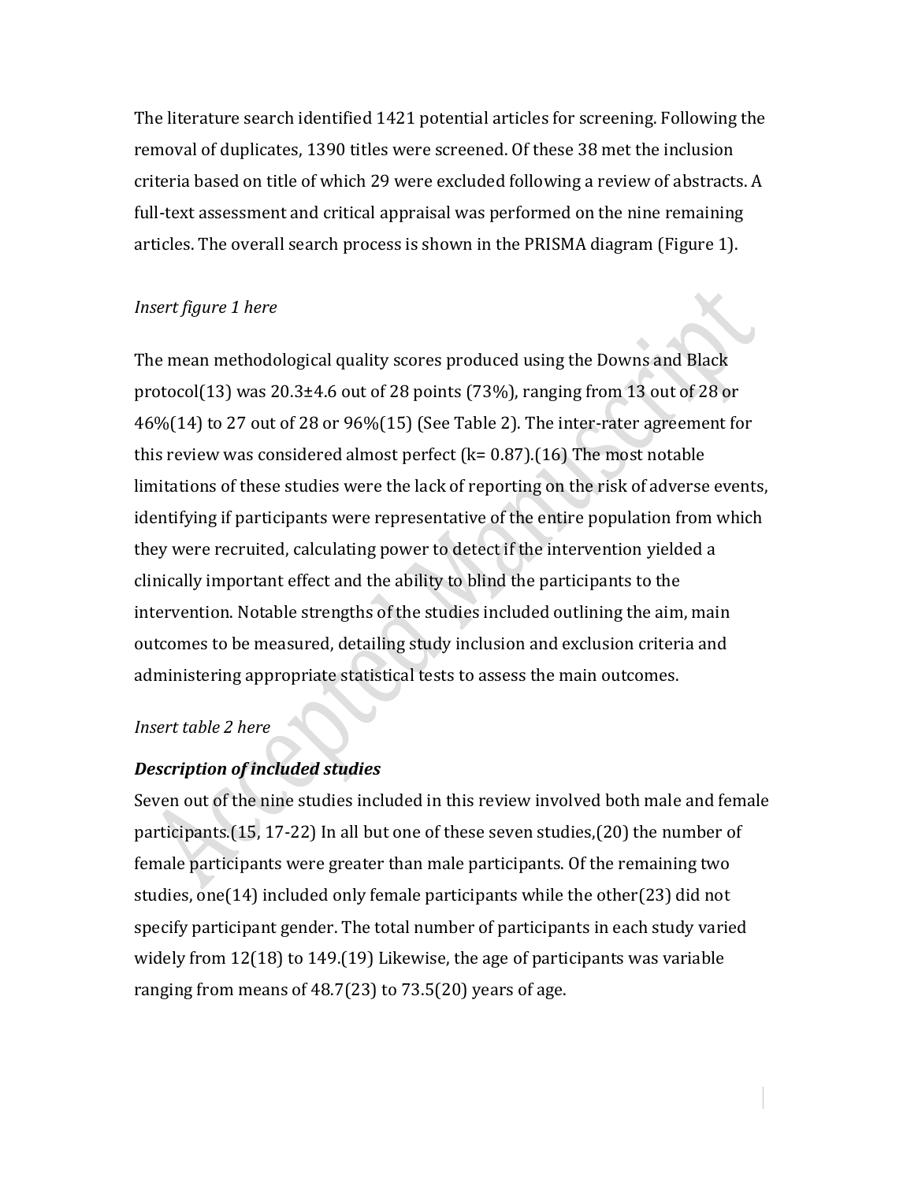The literature search identified 1421 potential articles for screening. Following the removal of duplicates, 1390 titles were screened. Of these 38 met the inclusion criteria based on title of which 29 were excluded following a review of abstracts. A full-text assessment and critical appraisal was performed on the nine remaining articles. The overall search process is shown in the PRISMA diagram (Figure 1).

*Insert figure 1 here*

The mean methodological quality scores produced using the Downs and Black protocol(13) was 20.3±4.6 out of 28 points (73%), ranging from 13 out of 28 or 46%(14) to 27 out of 28 or 96%(15) (See Table 2). The inter-rater agreement for this review was considered almost perfect (k= 0.87).(16) The most notable limitations of these studies were the lack of reporting on the risk of adverse events, identifying if participants were representative of the entire population from which they were recruited, calculating power to detect if the intervention yielded a clinically important effect and the ability to blind the participants to the intervention. Notable strengths of the studies included outlining the aim, main outcomes to be measured, detailing study inclusion and exclusion criteria and administering appropriate statistical tests to assess the main outcomes.

*Insert table 2 here*

***Description of included studies***

Seven out of the nine studies included in this review involved both male and female participants.(15, 17-22) In all but one of these seven studies,(20) the number of female participants were greater than male participants. Of the remaining two studies, one(14) included only female participants while the other(23) did not specify participant gender. The total number of participants in each study varied widely from 12(18) to 149.(19) Likewise, the age of participants was variable ranging from means of 48.7(23) to 73.5(20) years of age.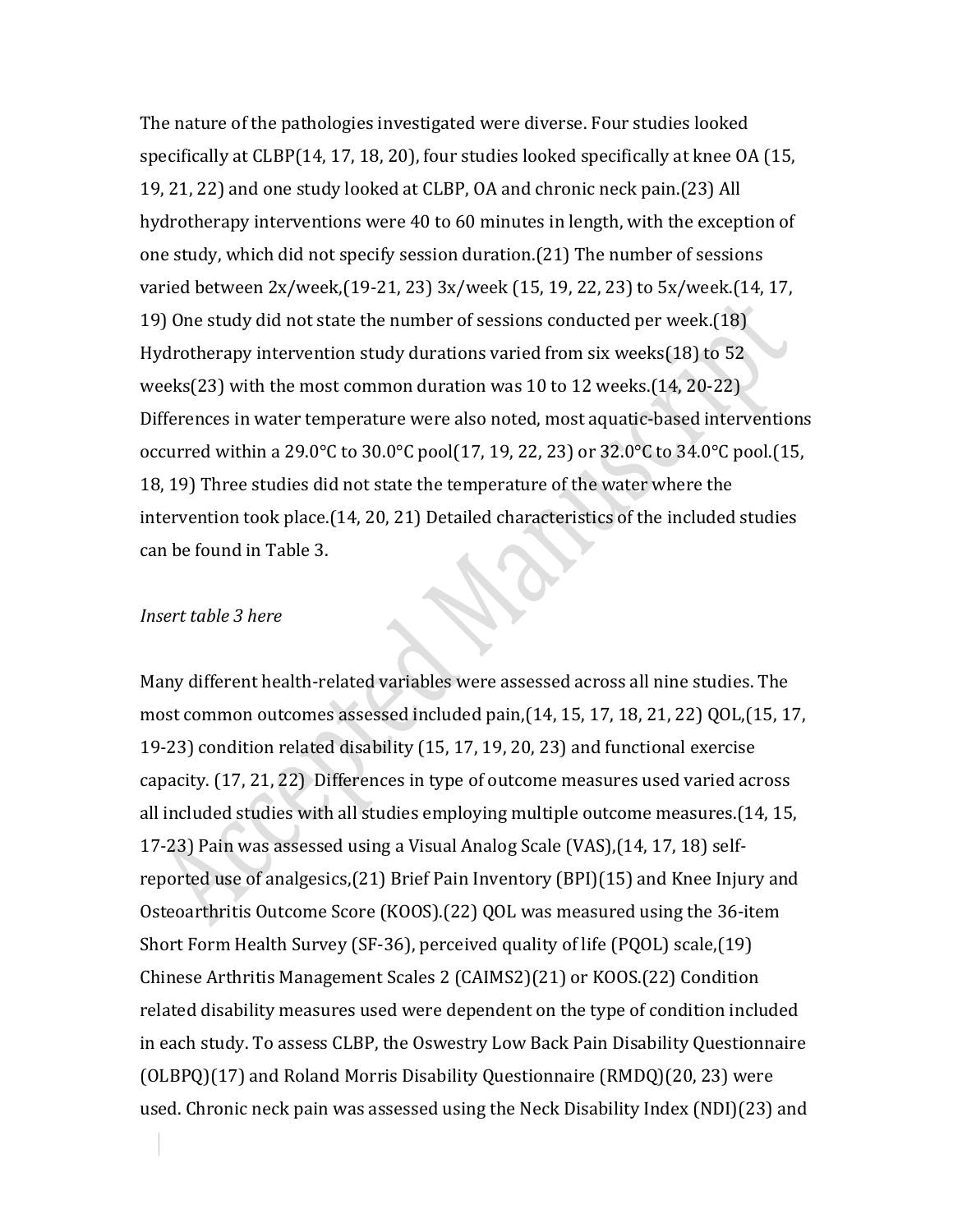The nature of the pathologies investigated were diverse. Four studies looked specifically at CLBP(14, 17, 18, 20), four studies looked specifically at knee OA (15, 19, 21, 22) and one study looked at CLBP, OA and chronic neck pain.(23) All hydrotherapy interventions were 40 to 60 minutes in length, with the exception of one study, which did not specify session duration.(21) The number of sessions varied between 2x/week,(19-21, 23) 3x/week (15, 19, 22, 23) to 5x/week.(14, 17, 19) One study did not state the number of sessions conducted per week.(18) Hydrotherapy intervention study durations varied from six weeks(18) to 52 weeks(23) with the most common duration was 10 to 12 weeks.(14, 20-22) Differences in water temperature were also noted, most aquatic-based interventions occurred within a 29.0°C to 30.0°C pool(17, 19, 22, 23) or 32.0°C to 34.0°C pool.(15, 18, 19) Three studies did not state the temperature of the water where the intervention took place.(14, 20, 21) Detailed characteristics of the included studies can be found in Table 3.

*Insert table 3 here*

Many different health-related variables were assessed across all nine studies. The most common outcomes assessed included pain,(14, 15, 17, 18, 21, 22) QOL,(15, 17, 19-23) condition related disability (15, 17, 19, 20, 23) and functional exercise capacity. (17, 21, 22) Differences in type of outcome measures used varied across all included studies with all studies employing multiple outcome measures.(14, 15, 17-23) Pain was assessed using a Visual Analog Scale (VAS),(14, 17, 18) self-reported use of analgesics,(21) Brief Pain Inventory (BPI)(15) and Knee Injury and Osteoarthritis Outcome Score (KOOS).(22) QOL was measured using the 36-item Short Form Health Survey (SF-36), perceived quality of life (PQOL) scale,(19) Chinese Arthritis Management Scales 2 (CAIMS2)(21) or KOOS.(22) Condition related disability measures used were dependent on the type of condition included in each study. To assess CLBP, the Oswestry Low Back Pain Disability Questionnaire (OLBPQ)(17) and Roland Morris Disability Questionnaire (RMDQ)(20, 23) were used. Chronic neck pain was assessed using the Neck Disability Index (NDI)(23) and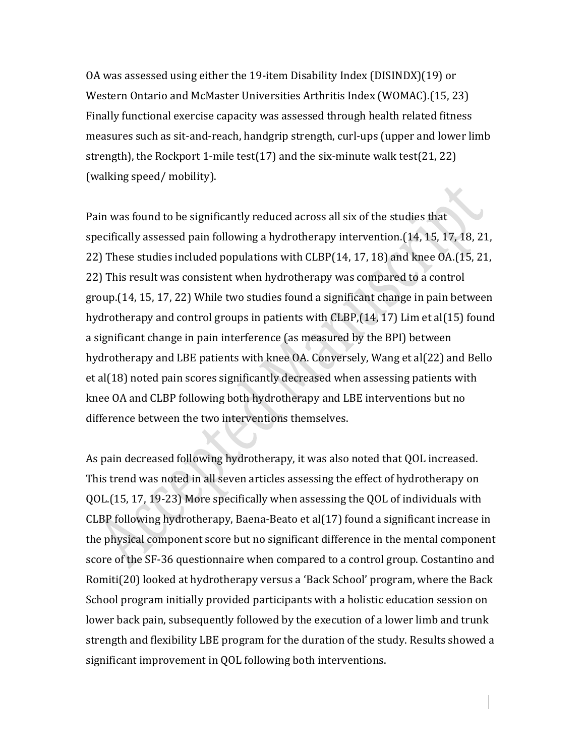OA was assessed using either the 19-item Disability Index (DISINDX)(19) or Western Ontario and McMaster Universities Arthritis Index (WOMAC).(15, 23) Finally functional exercise capacity was assessed through health related fitness measures such as sit-and-reach, handgrip strength, curl-ups (upper and lower limb strength), the Rockport 1-mile test(17) and the six-minute walk test(21, 22) (walking speed/ mobility).

Pain was found to be significantly reduced across all six of the studies that specifically assessed pain following a hydrotherapy intervention.(14, 15, 17, 18, 21, 22) These studies included populations with CLBP(14, 17, 18) and knee OA.(15, 21, 22) This result was consistent when hydrotherapy was compared to a control group.(14, 15, 17, 22) While two studies found a significant change in pain between hydrotherapy and control groups in patients with CLBP,(14, 17) Lim et al(15) found a significant change in pain interference (as measured by the BPI) between hydrotherapy and LBE patients with knee OA. Conversely, Wang et al(22) and Bello et al(18) noted pain scores significantly decreased when assessing patients with knee OA and CLBP following both hydrotherapy and LBE interventions but no difference between the two interventions themselves.

As pain decreased following hydrotherapy, it was also noted that QOL increased. This trend was noted in all seven articles assessing the effect of hydrotherapy on QOL.(15, 17, 19-23) More specifically when assessing the QOL of individuals with CLBP following hydrotherapy, Baena-Beato et al(17) found a significant increase in the physical component score but no significant difference in the mental component score of the SF-36 questionnaire when compared to a control group. Costantino and Romiti(20) looked at hydrotherapy versus a 'Back School' program, where the Back School program initially provided participants with a holistic education session on lower back pain, subsequently followed by the execution of a lower limb and trunk strength and flexibility LBE program for the duration of the study. Results showed a significant improvement in QOL following both interventions.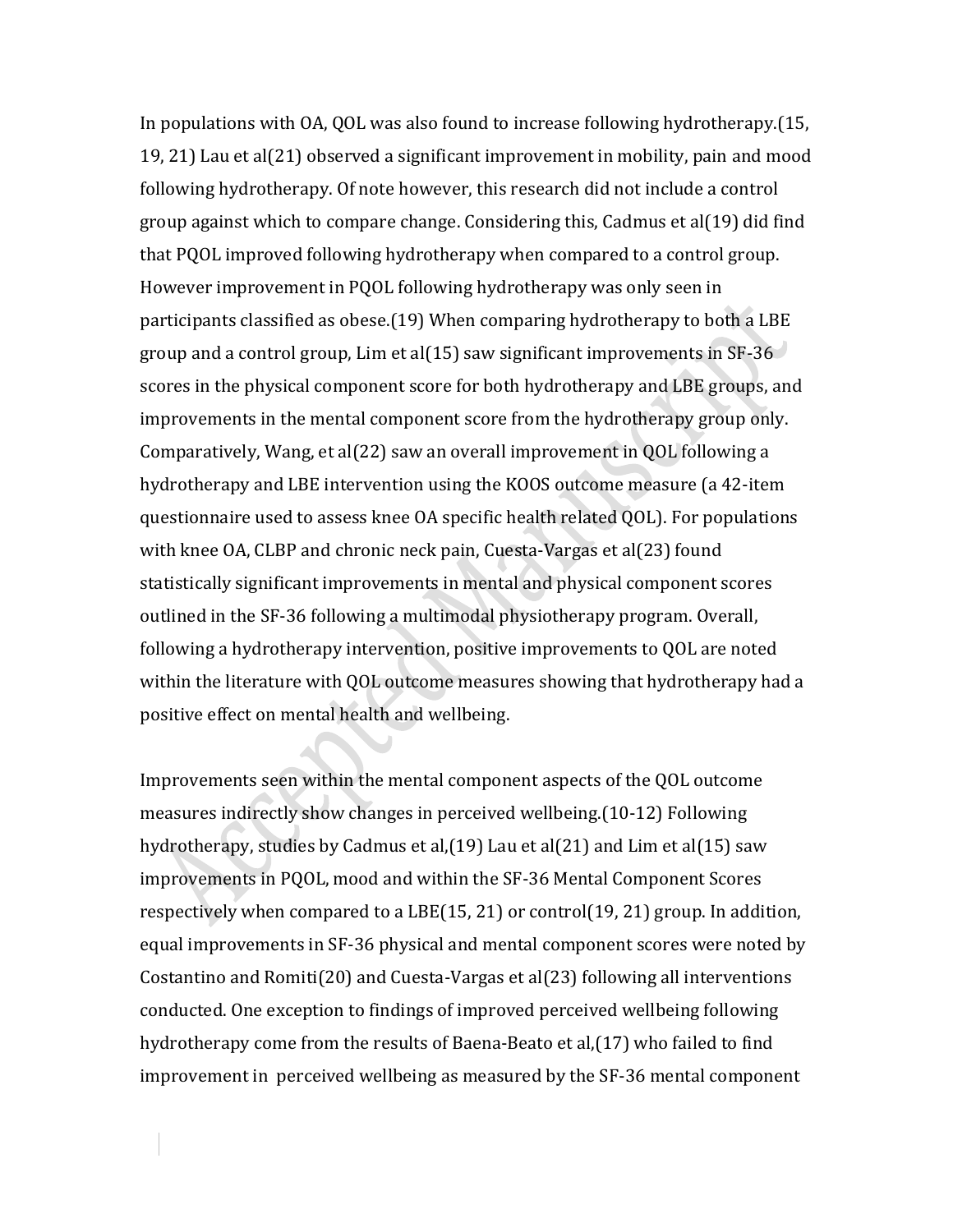In populations with OA, QOL was also found to increase following hydrotherapy.(15, 19, 21) Lau et al(21) observed a significant improvement in mobility, pain and mood following hydrotherapy. Of note however, this research did not include a control group against which to compare change. Considering this, Cadmus et al(19) did find that PQOL improved following hydrotherapy when compared to a control group. However improvement in PQOL following hydrotherapy was only seen in participants classified as obese.(19) When comparing hydrotherapy to both a LBE group and a control group, Lim et al(15) saw significant improvements in SF-36 scores in the physical component score for both hydrotherapy and LBE groups, and improvements in the mental component score from the hydrotherapy group only. Comparatively, Wang, et al(22) saw an overall improvement in QOL following a hydrotherapy and LBE intervention using the KOOS outcome measure (a 42-item questionnaire used to assess knee OA specific health related QOL). For populations with knee OA, CLBP and chronic neck pain, Cuesta-Vargas et al(23) found statistically significant improvements in mental and physical component scores outlined in the SF-36 following a multimodal physiotherapy program. Overall, following a hydrotherapy intervention, positive improvements to QOL are noted within the literature with QOL outcome measures showing that hydrotherapy had a positive effect on mental health and wellbeing.

Improvements seen within the mental component aspects of the QOL outcome measures indirectly show changes in perceived wellbeing.(10-12) Following hydrotherapy, studies by Cadmus et al,(19) Lau et al(21) and Lim et al(15) saw improvements in PQOL, mood and within the SF-36 Mental Component Scores respectively when compared to a LBE(15, 21) or control(19, 21) group. In addition, equal improvements in SF-36 physical and mental component scores were noted by Costantino and Romiti(20) and Cuesta-Vargas et al(23) following all interventions conducted. One exception to findings of improved perceived wellbeing following hydrotherapy come from the results of Baena-Beato et al,(17) who failed to find improvement in perceived wellbeing as measured by the SF-36 mental component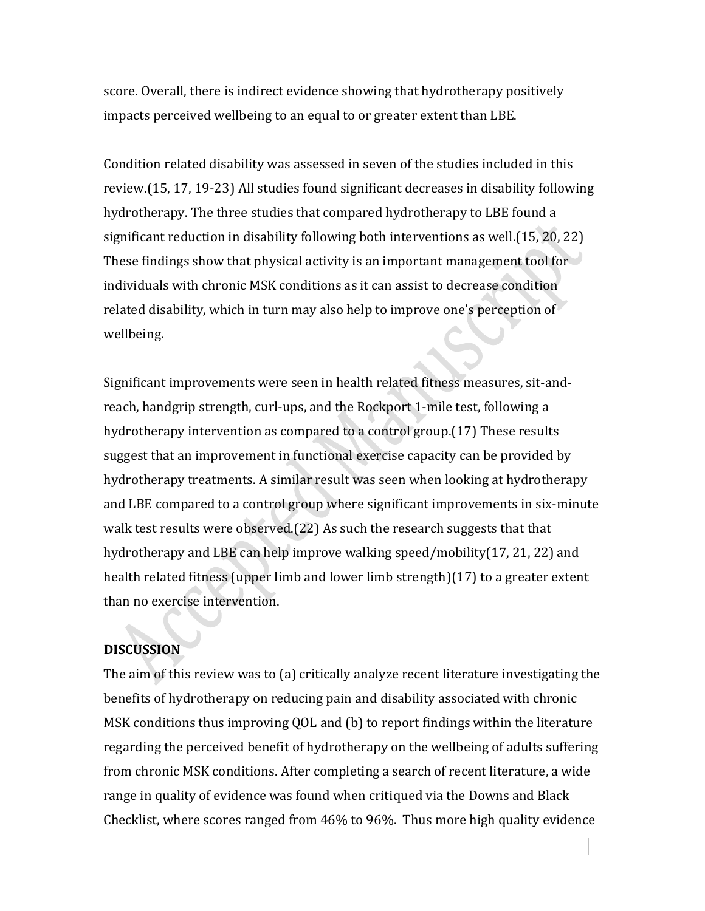score. Overall, there is indirect evidence showing that hydrotherapy positively impacts perceived wellbeing to an equal to or greater extent than LBE.

Condition related disability was assessed in seven of the studies included in this review.(15, 17, 19-23) All studies found significant decreases in disability following hydrotherapy. The three studies that compared hydrotherapy to LBE found a significant reduction in disability following both interventions as well.(15, 20, 22) These findings show that physical activity is an important management tool for individuals with chronic MSK conditions as it can assist to decrease condition related disability, which in turn may also help to improve one's perception of wellbeing.

Significant improvements were seen in health related fitness measures, sit-and-reach, handgrip strength, curl-ups, and the Rockport 1-mile test, following a hydrotherapy intervention as compared to a control group.(17) These results suggest that an improvement in functional exercise capacity can be provided by hydrotherapy treatments. A similar result was seen when looking at hydrotherapy and LBE compared to a control group where significant improvements in six-minute walk test results were observed.(22) As such the research suggests that that hydrotherapy and LBE can help improve walking speed/mobility(17, 21, 22) and health related fitness (upper limb and lower limb strength)(17) to a greater extent than no exercise intervention.

## DISCUSSION

The aim of this review was to (a) critically analyze recent literature investigating the benefits of hydrotherapy on reducing pain and disability associated with chronic MSK conditions thus improving QOL and (b) to report findings within the literature regarding the perceived benefit of hydrotherapy on the wellbeing of adults suffering from chronic MSK conditions. After completing a search of recent literature, a wide range in quality of evidence was found when critiqued via the Downs and Black Checklist, where scores ranged from 46% to 96%. Thus more high quality evidence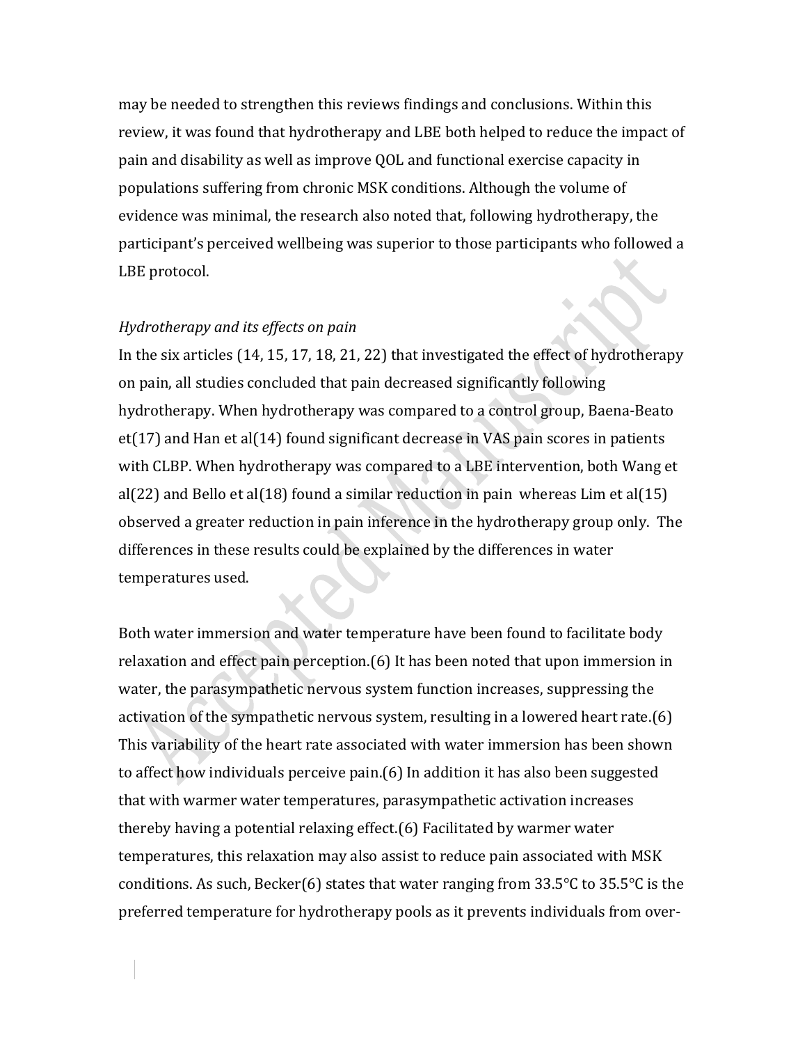may be needed to strengthen this reviews findings and conclusions. Within this review, it was found that hydrotherapy and LBE both helped to reduce the impact of pain and disability as well as improve QOL and functional exercise capacity in populations suffering from chronic MSK conditions. Although the volume of evidence was minimal, the research also noted that, following hydrotherapy, the participant's perceived wellbeing was superior to those participants who followed a LBE protocol.

*Hydrotherapy and its effects on pain*

In the six articles (14, 15, 17, 18, 21, 22) that investigated the effect of hydrotherapy on pain, all studies concluded that pain decreased significantly following hydrotherapy. When hydrotherapy was compared to a control group, Baena-Beato et(17) and Han et al(14) found significant decrease in VAS pain scores in patients with CLBP. When hydrotherapy was compared to a LBE intervention, both Wang et al(22) and Bello et al(18) found a similar reduction in pain whereas Lim et al(15) observed a greater reduction in pain inference in the hydrotherapy group only. The differences in these results could be explained by the differences in water temperatures used.

Both water immersion and water temperature have been found to facilitate body relaxation and effect pain perception.(6) It has been noted that upon immersion in water, the parasympathetic nervous system function increases, suppressing the activation of the sympathetic nervous system, resulting in a lowered heart rate.(6) This variability of the heart rate associated with water immersion has been shown to affect how individuals perceive pain.(6) In addition it has also been suggested that with warmer water temperatures, parasympathetic activation increases thereby having a potential relaxing effect.(6) Facilitated by warmer water temperatures, this relaxation may also assist to reduce pain associated with MSK conditions. As such, Becker(6) states that water ranging from 33.5°C to 35.5°C is the preferred temperature for hydrotherapy pools as it prevents individuals from over-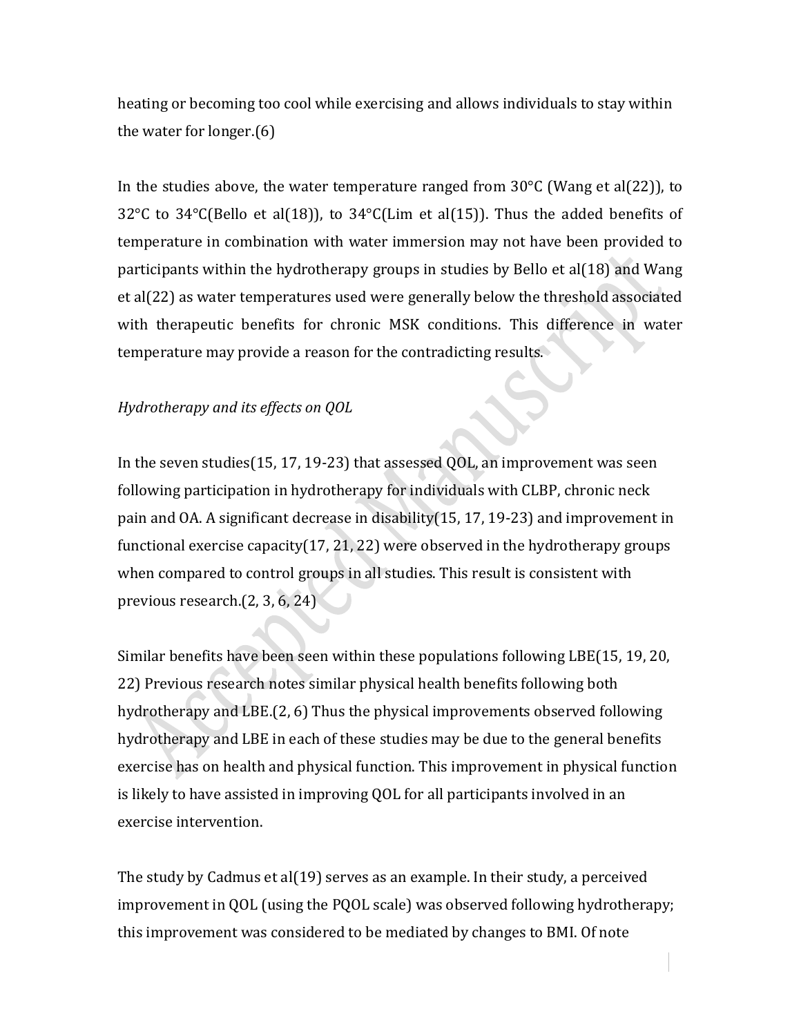heating or becoming too cool while exercising and allows individuals to stay within the water for longer.(6)

In the studies above, the water temperature ranged from 30°C (Wang et al(22)), to 32°C to 34°C(Bello et al(18)), to 34°C(Lim et al(15)). Thus the added benefits of temperature in combination with water immersion may not have been provided to participants within the hydrotherapy groups in studies by Bello et al(18) and Wang et al(22) as water temperatures used were generally below the threshold associated with therapeutic benefits for chronic MSK conditions. This difference in water temperature may provide a reason for the contradicting results.

*Hydrotherapy and its effects on QOL*

In the seven studies(15, 17, 19-23) that assessed QOL, an improvement was seen following participation in hydrotherapy for individuals with CLBP, chronic neck pain and OA. A significant decrease in disability(15, 17, 19-23) and improvement in functional exercise capacity(17, 21, 22) were observed in the hydrotherapy groups when compared to control groups in all studies. This result is consistent with previous research.(2, 3, 6, 24)

Similar benefits have been seen within these populations following LBE(15, 19, 20, 22) Previous research notes similar physical health benefits following both hydrotherapy and LBE.(2, 6) Thus the physical improvements observed following hydrotherapy and LBE in each of these studies may be due to the general benefits exercise has on health and physical function. This improvement in physical function is likely to have assisted in improving QOL for all participants involved in an exercise intervention.

The study by Cadmus et al(19) serves as an example. In their study, a perceived improvement in QOL (using the PQOL scale) was observed following hydrotherapy; this improvement was considered to be mediated by changes to BMI. Of note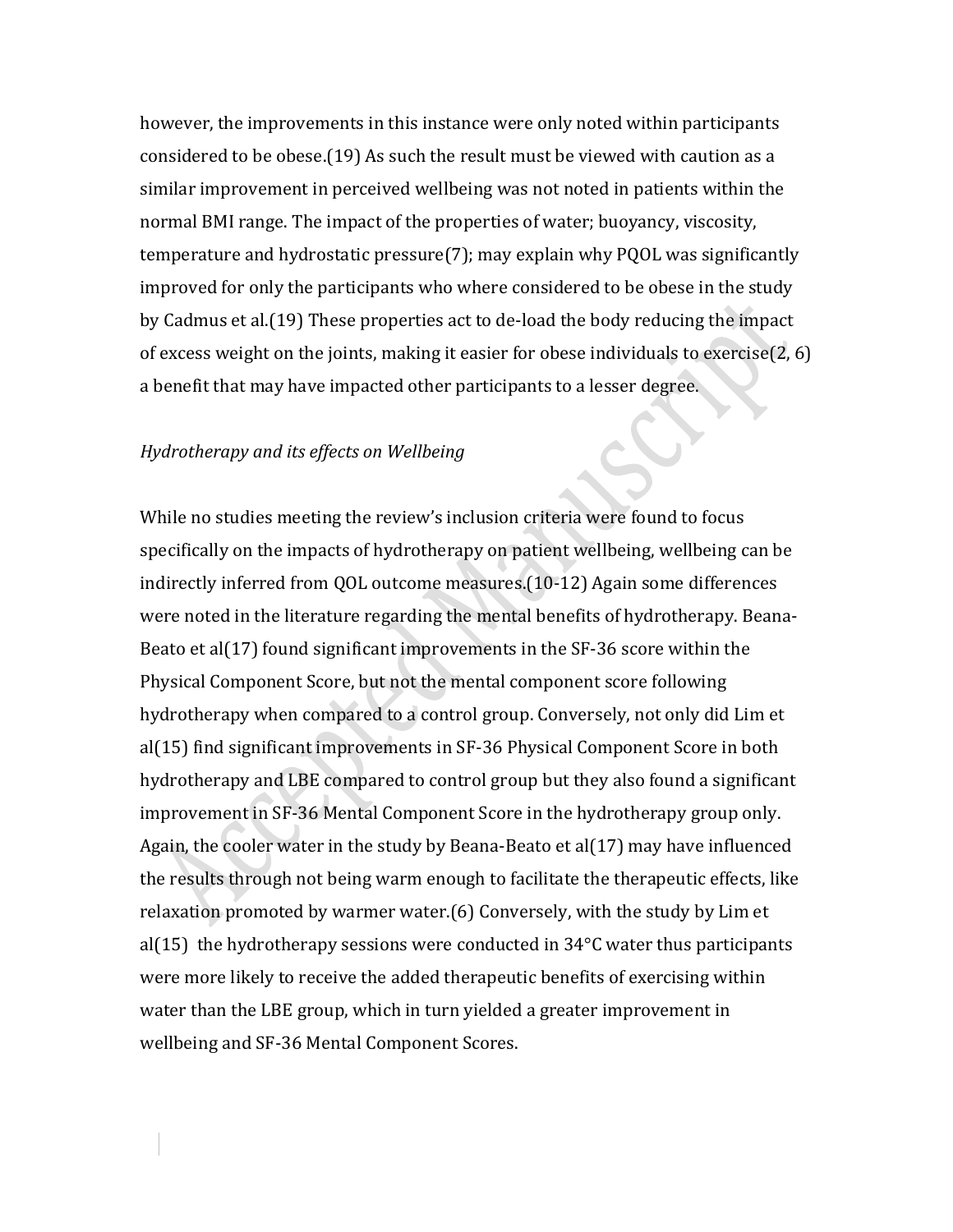however, the improvements in this instance were only noted within participants considered to be obese.(19) As such the result must be viewed with caution as a similar improvement in perceived wellbeing was not noted in patients within the normal BMI range. The impact of the properties of water; buoyancy, viscosity, temperature and hydrostatic pressure(7); may explain why PQOL was significantly improved for only the participants who where considered to be obese in the study by Cadmus et al.(19) These properties act to de-load the body reducing the impact of excess weight on the joints, making it easier for obese individuals to exercise(2, 6) a benefit that may have impacted other participants to a lesser degree.

*Hydrotherapy and its effects on Wellbeing*

While no studies meeting the review's inclusion criteria were found to focus specifically on the impacts of hydrotherapy on patient wellbeing, wellbeing can be indirectly inferred from QOL outcome measures.(10-12) Again some differences were noted in the literature regarding the mental benefits of hydrotherapy. Beana-Beato et al(17) found significant improvements in the SF-36 score within the Physical Component Score, but not the mental component score following hydrotherapy when compared to a control group. Conversely, not only did Lim et al(15) find significant improvements in SF-36 Physical Component Score in both hydrotherapy and LBE compared to control group but they also found a significant improvement in SF-36 Mental Component Score in the hydrotherapy group only. Again, the cooler water in the study by Beana-Beato et al(17) may have influenced the results through not being warm enough to facilitate the therapeutic effects, like relaxation promoted by warmer water.(6) Conversely, with the study by Lim et al(15) the hydrotherapy sessions were conducted in 34°C water thus participants were more likely to receive the added therapeutic benefits of exercising within water than the LBE group, which in turn yielded a greater improvement in wellbeing and SF-36 Mental Component Scores.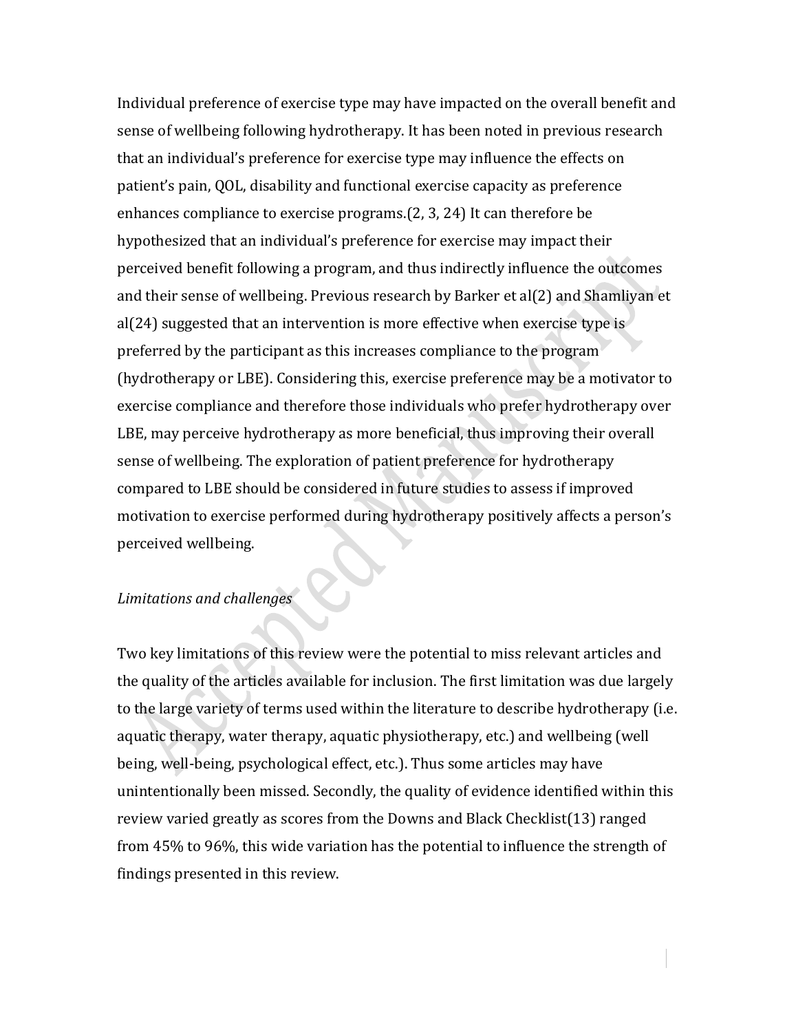Individual preference of exercise type may have impacted on the overall benefit and sense of wellbeing following hydrotherapy. It has been noted in previous research that an individual's preference for exercise type may influence the effects on patient's pain, QOL, disability and functional exercise capacity as preference enhances compliance to exercise programs.(2, 3, 24) It can therefore be hypothesized that an individual's preference for exercise may impact their perceived benefit following a program, and thus indirectly influence the outcomes and their sense of wellbeing. Previous research by Barker et al(2) and Shamliyan et al(24) suggested that an intervention is more effective when exercise type is preferred by the participant as this increases compliance to the program (hydrotherapy or LBE). Considering this, exercise preference may be a motivator to exercise compliance and therefore those individuals who prefer hydrotherapy over LBE, may perceive hydrotherapy as more beneficial, thus improving their overall sense of wellbeing. The exploration of patient preference for hydrotherapy compared to LBE should be considered in future studies to assess if improved motivation to exercise performed during hydrotherapy positively affects a person's perceived wellbeing.

*Limitations and challenges*

Two key limitations of this review were the potential to miss relevant articles and the quality of the articles available for inclusion. The first limitation was due largely to the large variety of terms used within the literature to describe hydrotherapy (i.e. aquatic therapy, water therapy, aquatic physiotherapy, etc.) and wellbeing (well being, well-being, psychological effect, etc.). Thus some articles may have unintentionally been missed. Secondly, the quality of evidence identified within this review varied greatly as scores from the Downs and Black Checklist(13) ranged from 45% to 96%, this wide variation has the potential to influence the strength of findings presented in this review.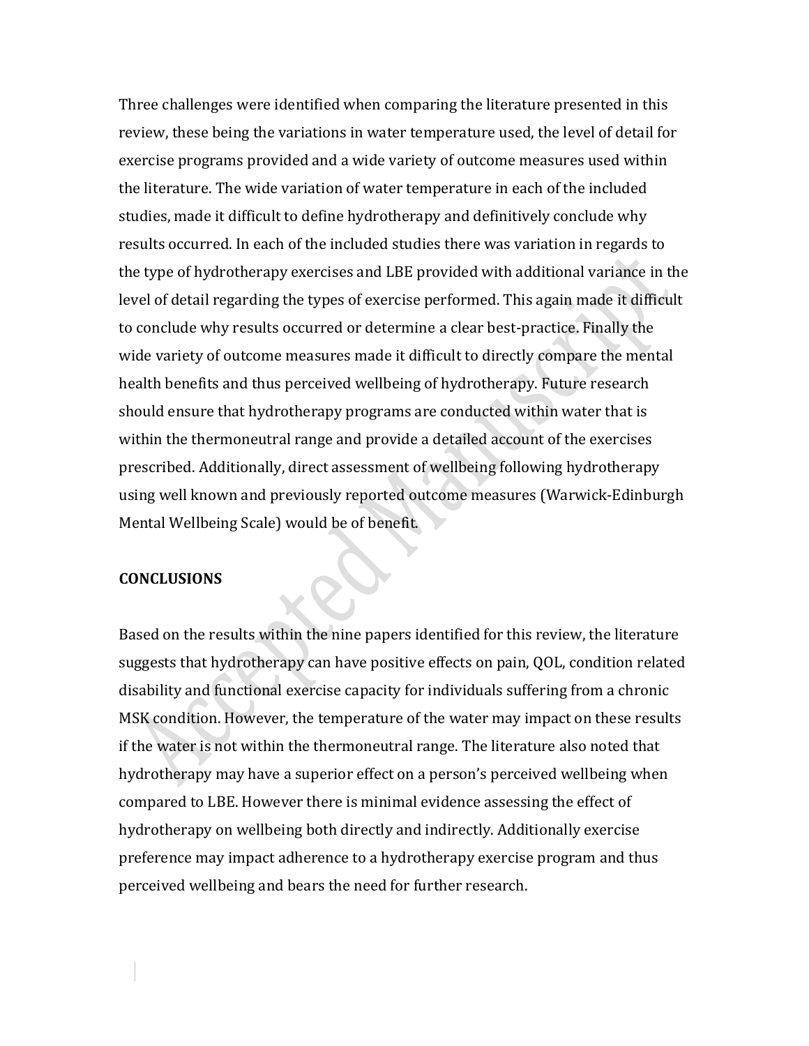Three challenges were identified when comparing the literature presented in this review, these being the variations in water temperature used, the level of detail for exercise programs provided and a wide variety of outcome measures used within the literature. The wide variation of water temperature in each of the included studies, made it difficult to define hydrotherapy and definitively conclude why results occurred. In each of the included studies there was variation in regards to the type of hydrotherapy exercises and LBE provided with additional variance in the level of detail regarding the types of exercise performed. This again made it difficult to conclude why results occurred or determine a clear best-practice. Finally the wide variety of outcome measures made it difficult to directly compare the mental health benefits and thus perceived wellbeing of hydrotherapy. Future research should ensure that hydrotherapy programs are conducted within water that is within the thermoneutral range and provide a detailed account of the exercises prescribed. Additionally, direct assessment of wellbeing following hydrotherapy using well known and previously reported outcome measures (Warwick-Edinburgh Mental Wellbeing Scale) would be of benefit.

## CONCLUSIONS

Based on the results within the nine papers identified for this review, the literature suggests that hydrotherapy can have positive effects on pain, QOL, condition related disability and functional exercise capacity for individuals suffering from a chronic MSK condition. However, the temperature of the water may impact on these results if the water is not within the thermoneutral range. The literature also noted that hydrotherapy may have a superior effect on a person's perceived wellbeing when compared to LBE. However there is minimal evidence assessing the effect of hydrotherapy on wellbeing both directly and indirectly. Additionally exercise preference may impact adherence to a hydrotherapy exercise program and thus perceived wellbeing and bears the need for further research.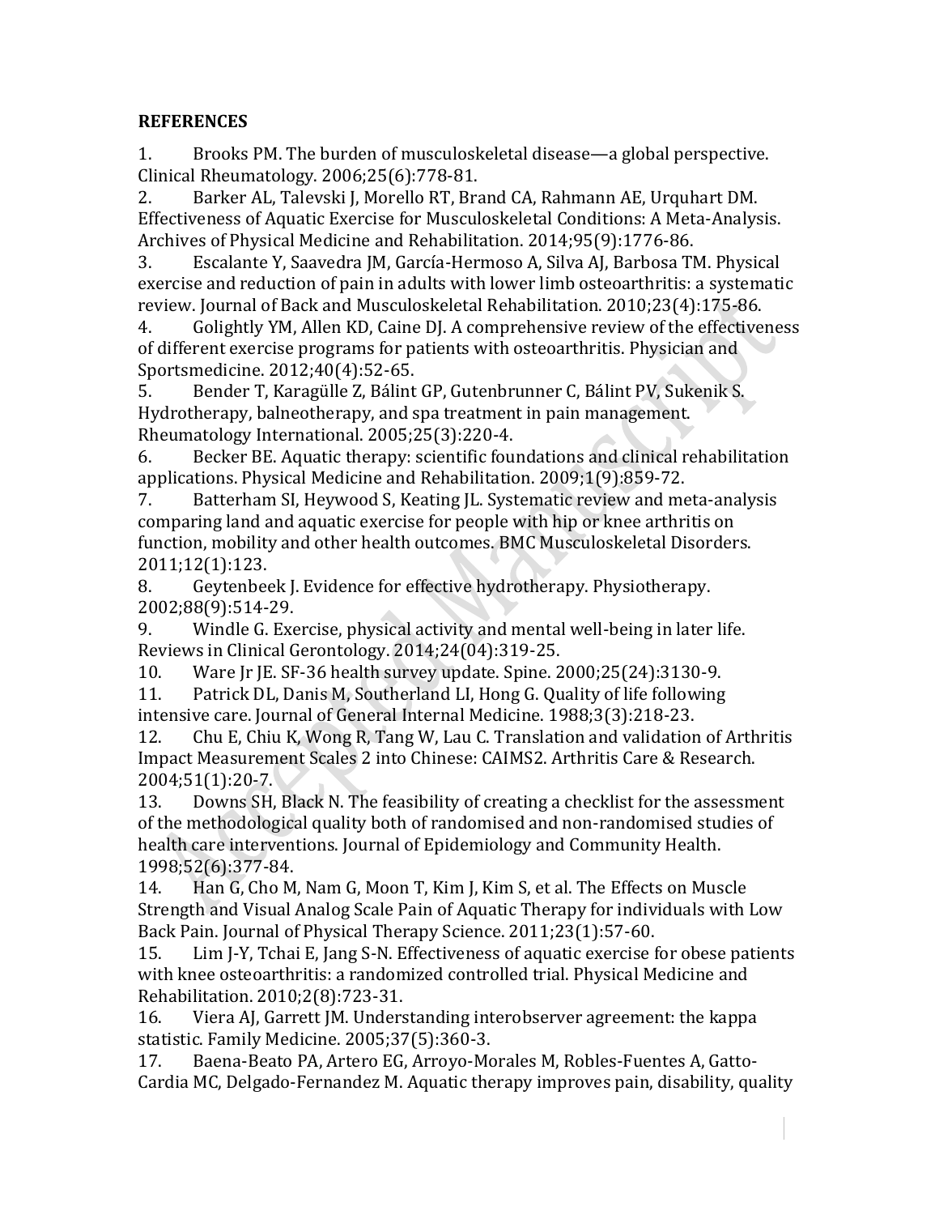**REFERENCES**

1. Brooks PM. The burden of musculoskeletal disease—a global perspective. Clinical Rheumatology. 2006;25(6):778-81.
2. Barker AL, Talevski J, Morello RT, Brand CA, Rahmann AE, Urquhart DM. Effectiveness of Aquatic Exercise for Musculoskeletal Conditions: A Meta-Analysis. Archives of Physical Medicine and Rehabilitation. 2014;95(9):1776-86.
3. Escalante Y, Saavedra JM, García-Hermoso A, Silva AJ, Barbosa TM. Physical exercise and reduction of pain in adults with lower limb osteoarthritis: a systematic review. Journal of Back and Musculoskeletal Rehabilitation. 2010;23(4):175-86.
4. Golightly YM, Allen KD, Caine DJ. A comprehensive review of the effectiveness of different exercise programs for patients with osteoarthritis. Physician and Sportsmedicine. 2012;40(4):52-65.
5. Bender T, Karagülle Z, Bálint GP, Gutenbrunner C, Bálint PV, Sukenik S. Hydrotherapy, balneotherapy, and spa treatment in pain management. Rheumatology International. 2005;25(3):220-4.
6. Becker BE. Aquatic therapy: scientific foundations and clinical rehabilitation applications. Physical Medicine and Rehabilitation. 2009;1(9):859-72.
7. Batterham SI, Heywood S, Keating JL. Systematic review and meta-analysis comparing land and aquatic exercise for people with hip or knee arthritis on function, mobility and other health outcomes. BMC Musculoskeletal Disorders. 2011;12(1):123.
8. Geytenbeek J. Evidence for effective hydrotherapy. Physiotherapy. 2002;88(9):514-29.
9. Windle G. Exercise, physical activity and mental well-being in later life. Reviews in Clinical Gerontology. 2014;24(04):319-25.
10. Ware Jr JE. SF-36 health survey update. Spine. 2000;25(24):3130-9.
11. Patrick DL, Danis M, Southerland LI, Hong G. Quality of life following intensive care. Journal of General Internal Medicine. 1988;3(3):218-23.
12. Chu E, Chiu K, Wong R, Tang W, Lau C. Translation and validation of Arthritis Impact Measurement Scales 2 into Chinese: CAIMS2. Arthritis Care & Research. 2004;51(1):20-7.
13. Downs SH, Black N. The feasibility of creating a checklist for the assessment of the methodological quality both of randomised and non-randomised studies of health care interventions. Journal of Epidemiology and Community Health. 1998;52(6):377-84.
14. Han G, Cho M, Nam G, Moon T, Kim J, Kim S, et al. The Effects on Muscle Strength and Visual Analog Scale Pain of Aquatic Therapy for individuals with Low Back Pain. Journal of Physical Therapy Science. 2011;23(1):57-60.
15. Lim J-Y, Tchai E, Jang S-N. Effectiveness of aquatic exercise for obese patients with knee osteoarthritis: a randomized controlled trial. Physical Medicine and Rehabilitation. 2010;2(8):723-31.
16. Viera AJ, Garrett JM. Understanding interobserver agreement: the kappa statistic. Family Medicine. 2005;37(5):360-3.
17. Baena-Beato PA, Artero EG, Arroyo-Morales M, Robles-Fuentes A, Gatto-Cardia MC, Delgado-Fernandez M. Aquatic therapy improves pain, disability, quality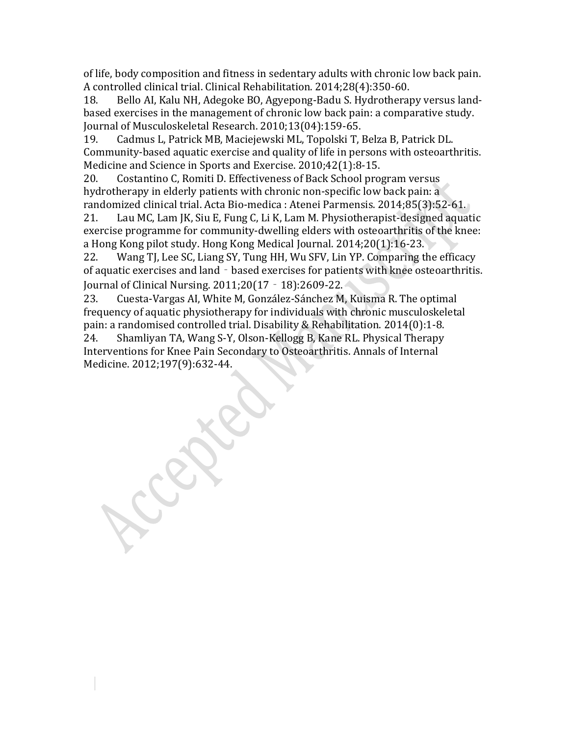of life, body composition and fitness in sedentary adults with chronic low back pain. A controlled clinical trial. Clinical Rehabilitation. 2014;28(4):350-60.

18. Bello AI, Kalu NH, Adegoke BO, Agyepong-Badu S. Hydrotherapy versus land-based exercises in the management of chronic low back pain: a comparative study. Journal of Musculoskeletal Research. 2010;13(04):159-65.

19. Cadmus L, Patrick MB, Maciejewski ML, Topolski T, Belza B, Patrick DL. Community-based aquatic exercise and quality of life in persons with osteoarthritis. Medicine and Science in Sports and Exercise. 2010;42(1):8-15.

20. Costantino C, Romiti D. Effectiveness of Back School program versus hydrotherapy in elderly patients with chronic non-specific low back pain: a randomized clinical trial. Acta Bio-medica : Atenei Parmensis. 2014;85(3):52-61.

21. Lau MC, Lam JK, Siu E, Fung C, Li K, Lam M. Physiotherapist-designed aquatic exercise programme for community-dwelling elders with osteoarthritis of the knee: a Hong Kong pilot study. Hong Kong Medical Journal. 2014;20(1):16-23.

22. Wang TJ, Lee SC, Liang SY, Tung HH, Wu SFV, Lin YP. Comparing the efficacy of aquatic exercises and land‐based exercises for patients with knee osteoarthritis. Journal of Clinical Nursing. 2011;20(17‐18):2609-22.

23. Cuesta-Vargas AI, White M, González-Sánchez M, Kuisma R. The optimal frequency of aquatic physiotherapy for individuals with chronic musculoskeletal pain: a randomised controlled trial. Disability & Rehabilitation. 2014(0):1-8.

24. Shamliyan TA, Wang S-Y, Olson-Kellogg B, Kane RL. Physical Therapy Interventions for Knee Pain Secondary to Osteoarthritis. Annals of Internal Medicine. 2012;197(9):632-44.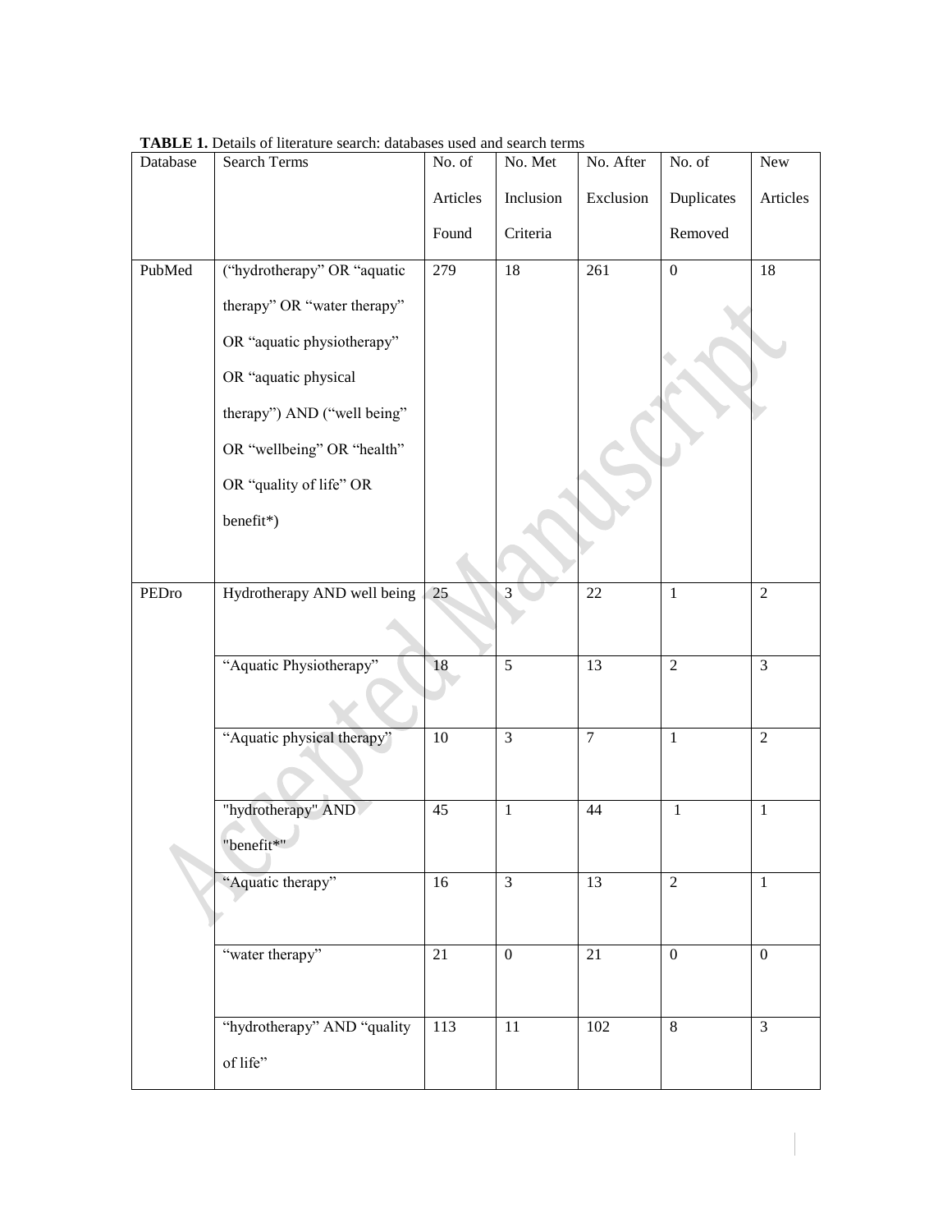**TABLE 1.** Details of literature search: databases used and search terms

| Database | Search Terms | No. of Articles Found | No. Met Inclusion Criteria | No. After Exclusion | No. of Duplicates Removed | New Articles |
|---|---|---|---|---|---|---|
| PubMed | (“hydrotherapy” OR “aquatic therapy” OR “water therapy” OR “aquatic physiotherapy” OR “aquatic physical therapy”) AND (“well being” OR “wellbeing” OR “health” OR “quality of life” OR benefit*) | 279 | 18 | 261 | 0 | 18 |
| PEDro | Hydrotherapy AND well being | 25 | 3 | 22 | 1 | 2 |
| | “Aquatic Physiotherapy” | 18 | 5 | 13 | 2 | 3 |
| | “Aquatic physical therapy” | 10 | 3 | 7 | 1 | 2 |
| | "hydrotherapy" AND "benefit*" | 45 | 1 | 44 | 1 | 1 |
| | “Aquatic therapy” | 16 | 3 | 13 | 2 | 1 |
| | “water therapy” | 21 | 0 | 21 | 0 | 0 |
| | “hydrotherapy” AND “quality of life” | 113 | 11 | 102 | 8 | 3 |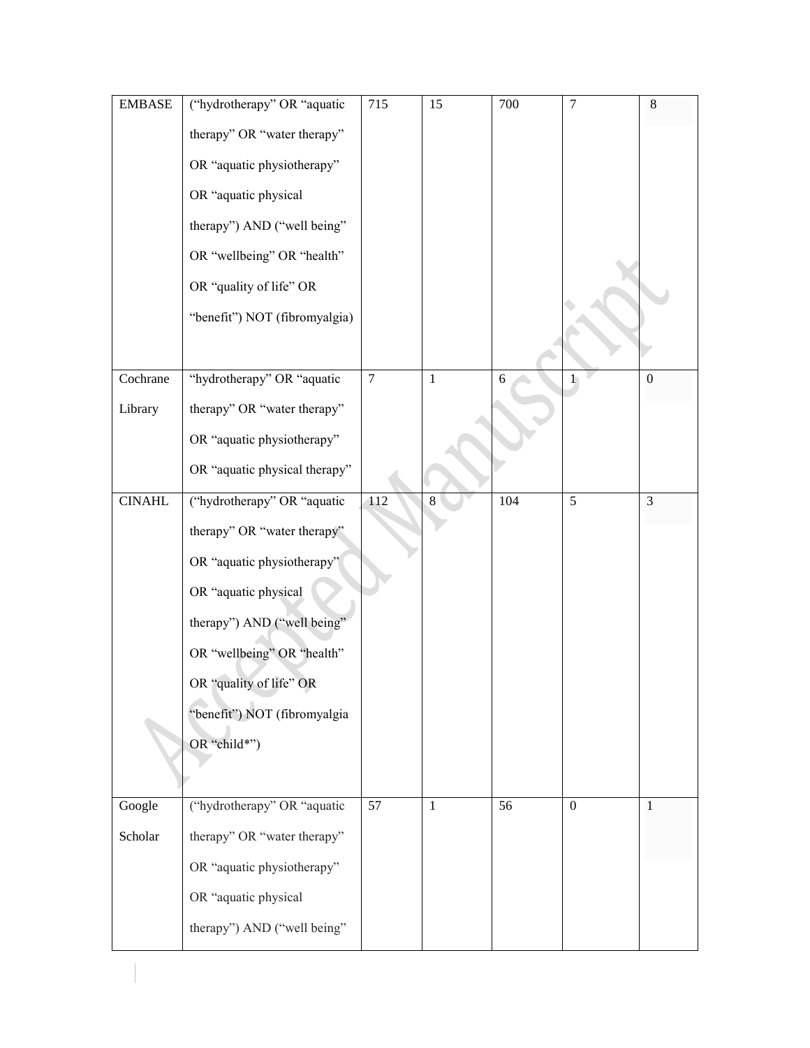| | | | | | | |
|---|---|---|---|---|---|---|
| EMBASE | ("hydrotherapy" OR "aquatic therapy" OR "water therapy" OR "aquatic physiotherapy" OR "aquatic physical therapy") AND ("well being" OR "wellbeing" OR "health" OR "quality of life" OR "benefit") NOT (fibromyalgia) | 715 | 15 | 700 | 7 | 8 |
| Cochrane Library | "hydrotherapy" OR "aquatic therapy" OR "water therapy" OR "aquatic physiotherapy" OR "aquatic physical therapy" | 7 | 1 | 6 | 1 | 0 |
| CINAHL | ("hydrotherapy" OR "aquatic therapy" OR "water therapy" OR "aquatic physiotherapy" OR "aquatic physical therapy") AND ("well being" OR "wellbeing" OR "health" OR "quality of life" OR "benefit") NOT (fibromyalgia OR "child*") | 112 | 8 | 104 | 5 | 3 |
| Google Scholar | ("hydrotherapy" OR "aquatic therapy" OR "water therapy" OR "aquatic physiotherapy" OR "aquatic physical therapy") AND ("well being" | 57 | 1 | 56 | 0 | 1 |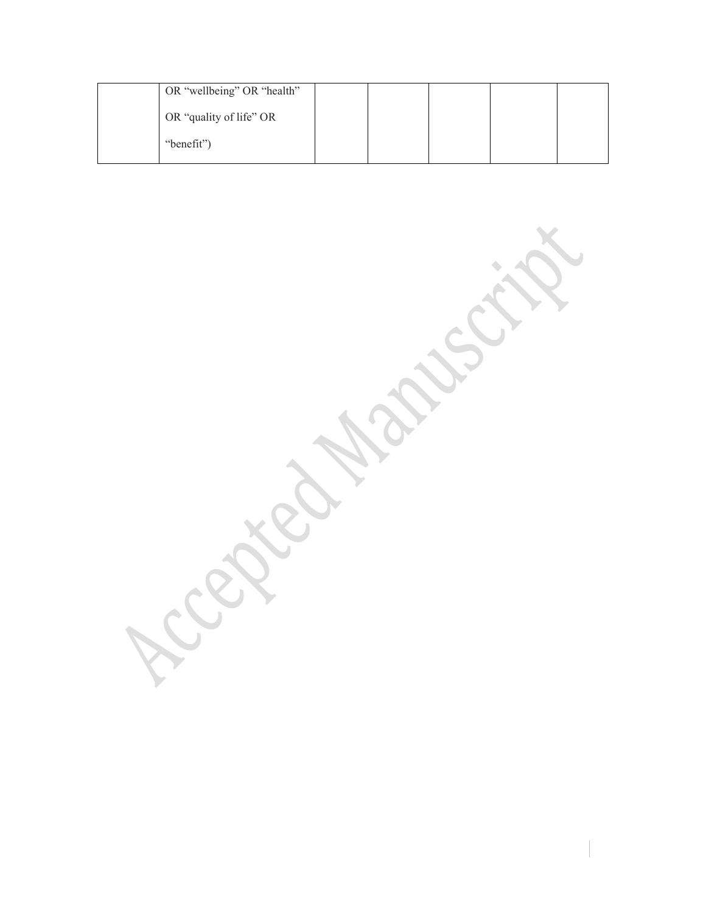| | | | | | | |
|---|---|---|---|---|---|---|
| | OR “wellbeing” OR “health” OR “quality of life” OR “benefit”) | | | | | |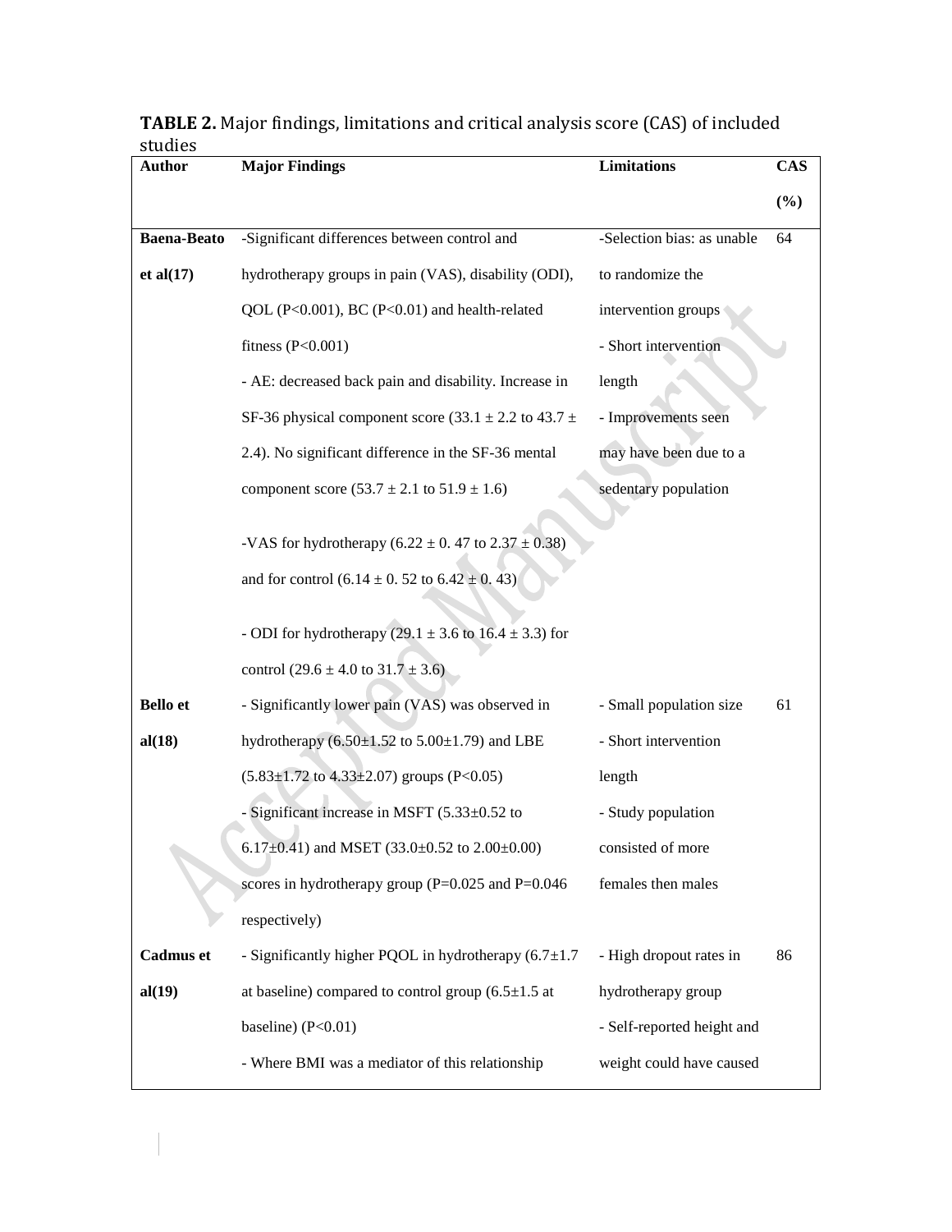**TABLE 2.** Major findings, limitations and critical analysis score (CAS) of included studies

| Author | Major Findings | Limitations | CAS (%) |
|---|---|---|---|
| **Baena-Beato et al(17)** | -Significant differences between control and hydrotherapy groups in pain (VAS), disability (ODI), QOL ($P<0.001$), BC ($P<0.01$) and health-related fitness ($P<0.001$)<br>- AE: decreased back pain and disability. Increase in SF-36 physical component score ($33.1 \pm 2.2$ to $43.7 \pm 2.4$). No significant difference in the SF-36 mental component score ($53.7 \pm 2.1$ to $51.9 \pm 1.6$)<br>-VAS for hydrotherapy ($6.22 \pm 0.47$ to $2.37 \pm 0.38$) and for control ($6.14 \pm 0.52$ to $6.42 \pm 0.43$)<br>- ODI for hydrotherapy ($29.1 \pm 3.6$ to $16.4 \pm 3.3$) for control ($29.6 \pm 4.0$ to $31.7 \pm 3.6$) | -Selection bias: as unable to randomize the intervention groups<br>- Short intervention length<br>- Improvements seen may have been due to a sedentary population | 64 |
| **Bello et al(18)** | - Significantly lower pain (VAS) was observed in hydrotherapy ($6.50\pm1.52$ to $5.00\pm1.79$) and LBE ($5.83\pm1.72$ to $4.33\pm2.07$) groups ($P<0.05$)<br>- Significant increase in MSFT ($5.33\pm0.52$ to $6.17\pm0.41$) and MSET ($33.0\pm0.52$ to $2.00\pm0.00$) scores in hydrotherapy group ($P=0.025$ and $P=0.046$ respectively) | - Small population size<br>- Short intervention length<br>- Study population consisted of more females then males | 61 |
| **Cadmus et al(19)** | - Significantly higher PQOL in hydrotherapy ($6.7\pm1.7$ at baseline) compared to control group ($6.5\pm1.5$ at baseline) ($P<0.01$)<br>- Where BMI was a mediator of this relationship | - High dropout rates in hydrotherapy group<br>- Self-reported height and weight could have caused | 86 |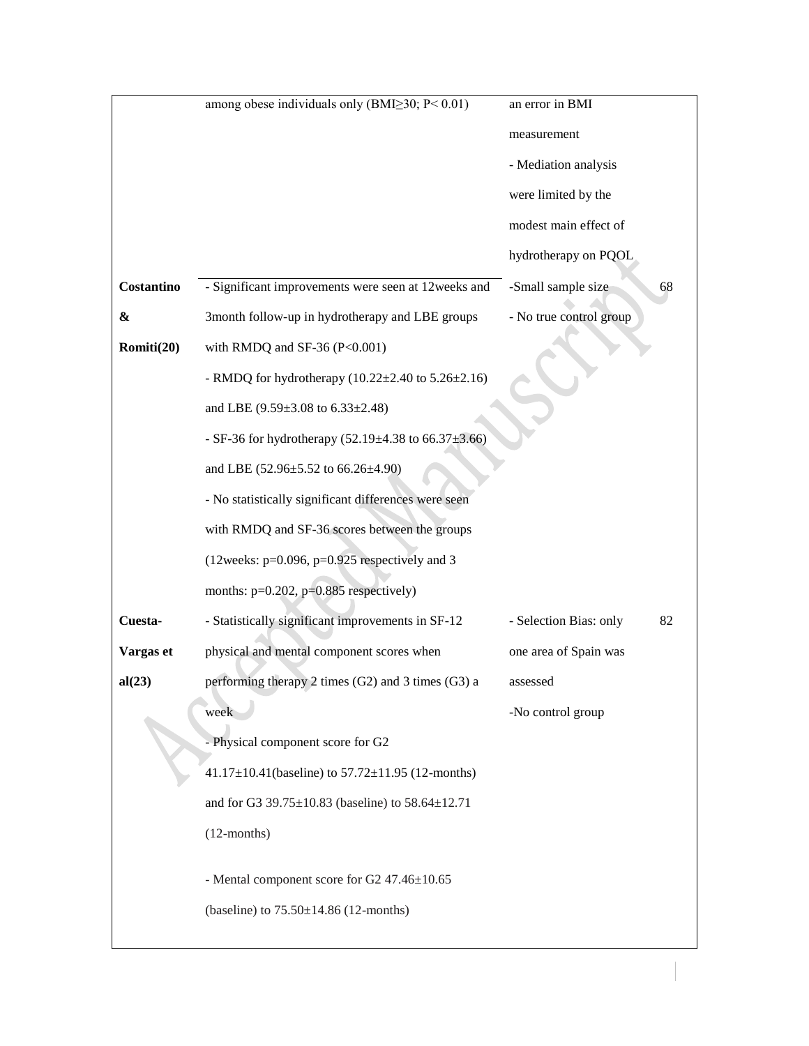| | | | |
|---|---|---|---|
| | among obese individuals only (BMI≥30; P< 0.01) | an error in BMI measurement<br>- Mediation analysis were limited by the modest main effect of hydrotherapy on PQOL | |
| **Costantino & Romiti(20)** | - Significant improvements were seen at 12weeks and 3month follow-up in hydrotherapy and LBE groups with RMDQ and SF-36 (P<0.001)<br>- RMDQ for hydrotherapy (10.22±2.40 to 5.26±2.16) and LBE (9.59±3.08 to 6.33±2.48)<br>- SF-36 for hydrotherapy (52.19±4.38 to 66.37±3.66) and LBE (52.96±5.52 to 66.26±4.90)<br>- No statistically significant differences were seen with RMDQ and SF-36 scores between the groups (12weeks: p=0.096, p=0.925 respectively and 3 months: p=0.202, p=0.885 respectively) | -Small sample size<br>- No true control group | 68 |
| **Cuesta-Vargas et al(23)** | - Statistically significant improvements in SF-12 physical and mental component scores when performing therapy 2 times (G2) and 3 times (G3) a week<br>- Physical component score for G2 41.17±10.41(baseline) to 57.72±11.95 (12-months) and for G3 39.75±10.83 (baseline) to 58.64±12.71 (12-months)<br>- Mental component score for G2 47.46±10.65 (baseline) to 75.50±14.86 (12-months) | - Selection Bias: only one area of Spain was assessed<br>-No control group | 82 |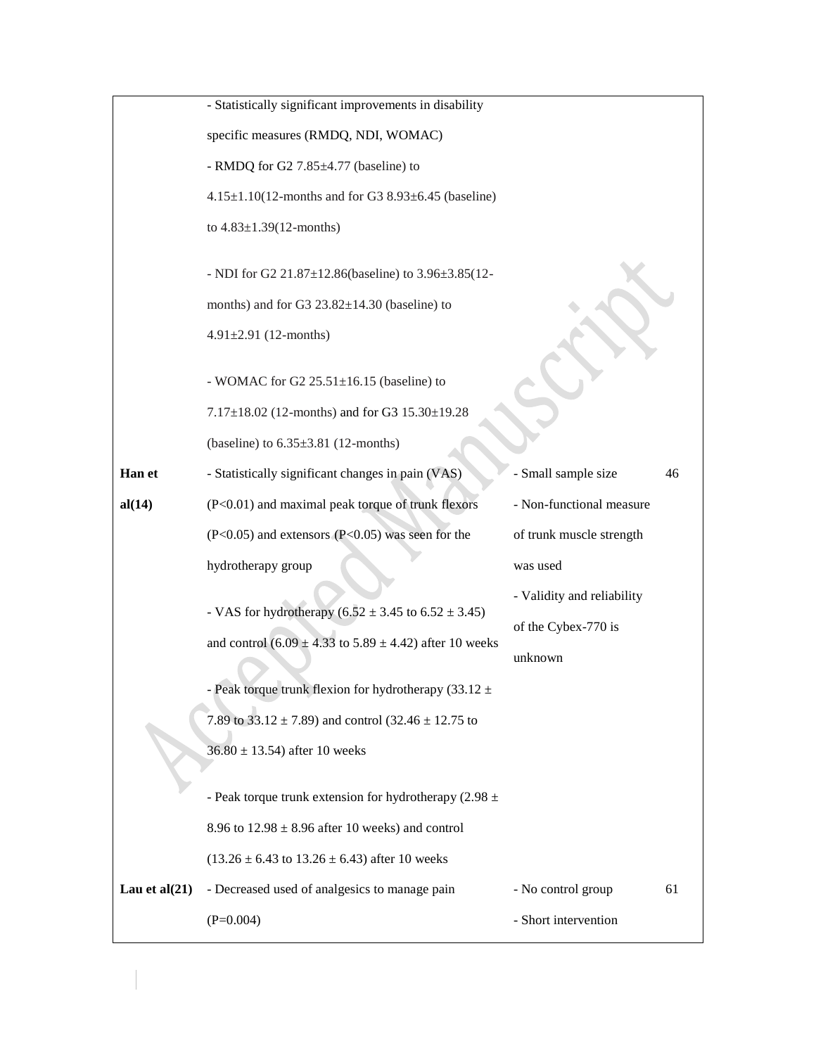| | | | |
|---|---|---|---|
| | - Statistically significant improvements in disability specific measures (RMDQ, NDI, WOMAC)<br>- RMDQ for G2 7.85±4.77 (baseline) to 4.15±1.10(12-months and for G3 8.93±6.45 (baseline) to 4.83±1.39(12-months)<br><br>- NDI for G2 21.87±12.86(baseline) to 3.96±3.85(12-months) and for G3 23.82±14.30 (baseline) to 4.91±2.91 (12-months)<br><br>- WOMAC for G2 25.51±16.15 (baseline) to 7.17±18.02 (12-months) and for G3 15.30±19.28 (baseline) to 6.35±3.81 (12-months) | | |
| **Han et al(14)** | - Statistically significant changes in pain (VAS) ($P<0.01$) and maximal peak torque of trunk flexors ($P<0.05$) and extensors ($P<0.05$) was seen for the hydrotherapy group<br><br>- VAS for hydrotherapy (6.52 ± 3.45 to 6.52 ± 3.45) and control (6.09 ± 4.33 to 5.89 ± 4.42) after 10 weeks<br><br>- Peak torque trunk flexion for hydrotherapy (33.12 ± 7.89 to 33.12 ± 7.89) and control (32.46 ± 12.75 to 36.80 ± 13.54) after 10 weeks<br><br>- Peak torque trunk extension for hydrotherapy (2.98 ± 8.96 to 12.98 ± 8.96 after 10 weeks) and control (13.26 ± 6.43 to 13.26 ± 6.43) after 10 weeks | - Small sample size<br>- Non-functional measure of trunk muscle strength was used<br>- Validity and reliability of the Cybex-770 is unknown | 46 |
| **Lau et al(21)** | - Decreased used of analgesics to manage pain ($P=0.004$) | - No control group<br>- Short intervention | 61 |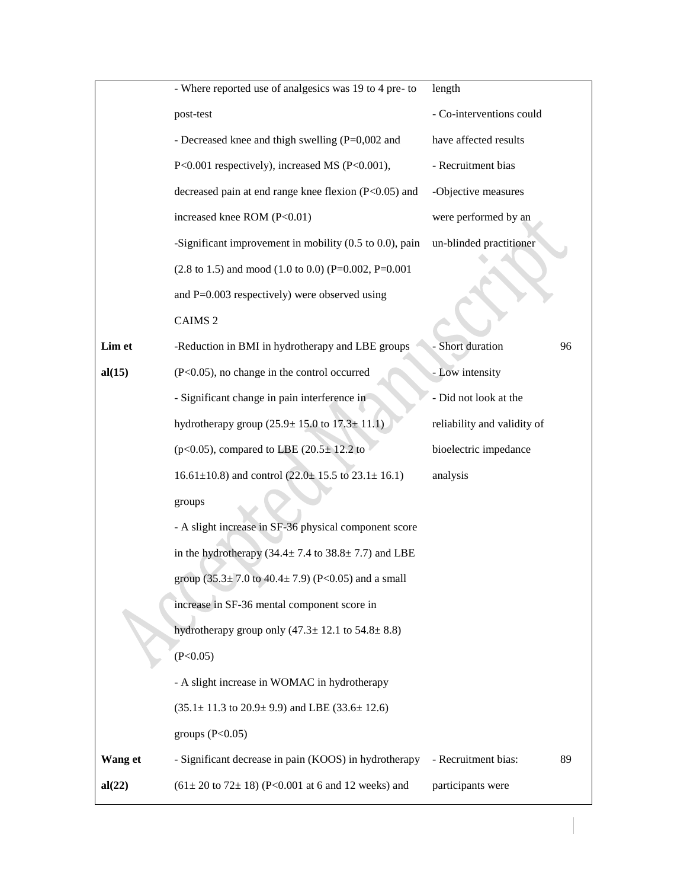| | | | |
|---|---|---|---|
| | - Where reported use of analgesics was 19 to 4 pre- to post-test<br>- Decreased knee and thigh swelling (P=0,002 and P<0.001 respectively), increased MS (P<0.001), decreased pain at end range knee flexion (P<0.05) and increased knee ROM (P<0.01)<br>-Significant improvement in mobility (0.5 to 0.0), pain (2.8 to 1.5) and mood (1.0 to 0.0) (P=0.002, P=0.001 and P=0.003 respectively) were observed using CAIMS 2 | length<br>- Co-interventions could have affected results<br>- Recruitment bias<br>-Objective measures were performed by an un-blinded practitioner | |
| **Lim et al(15)** | -Reduction in BMI in hydrotherapy and LBE groups (P<0.05), no change in the control occurred<br>- Significant change in pain interference in hydrotherapy group (25.9± 15.0 to 17.3± 11.1) (p<0.05), compared to LBE (20.5± 12.2 to 16.61±10.8) and control (22.0± 15.5 to 23.1± 16.1) groups<br>- A slight increase in SF-36 physical component score in the hydrotherapy (34.4± 7.4 to 38.8± 7.7) and LBE group (35.3± 7.0 to 40.4± 7.9) (P<0.05) and a small increase in SF-36 mental component score in hydrotherapy group only (47.3± 12.1 to 54.8± 8.8) (P<0.05)<br>- A slight increase in WOMAC in hydrotherapy (35.1± 11.3 to 20.9± 9.9) and LBE (33.6± 12.6) groups (P<0.05) | - Short duration<br>- Low intensity<br>- Did not look at the reliability and validity of bioelectric impedance analysis | 96 |
| **Wang et al(22)** | - Significant decrease in pain (KOOS) in hydrotherapy (61± 20 to 72± 18) (P<0.001 at 6 and 12 weeks) and | - Recruitment bias: participants were | 89 |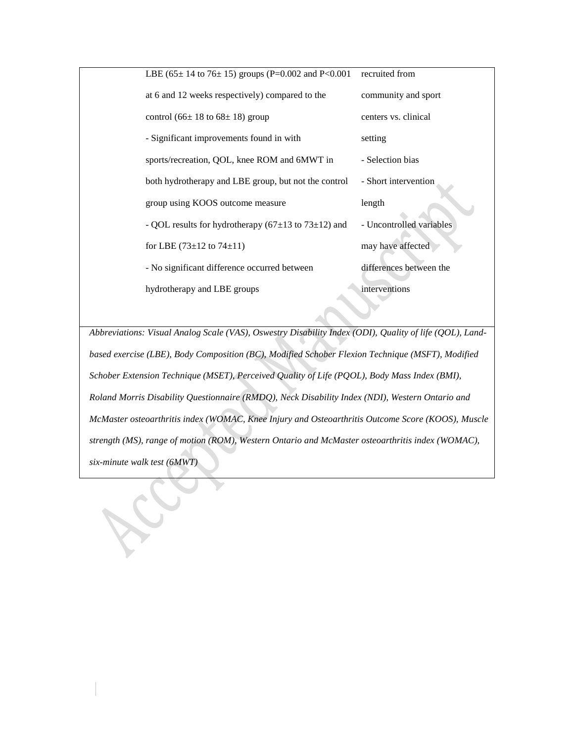| | | |
|---|---|---|
| | LBE (65± 14 to 76± 15) groups (P=0.002 and P<0.001 at 6 and 12 weeks respectively) compared to the control (66± 18 to 68± 18) group<br>- Significant improvements found in with sports/recreation, QOL, knee ROM and 6MWT in both hydrotherapy and LBE group, but not the control group using KOOS outcome measure<br>- QOL results for hydrotherapy (67±13 to 73±12) and for LBE (73±12 to 74±11)<br>- No significant difference occurred between hydrotherapy and LBE groups | recruited from community and sport centers vs. clinical setting<br>- Selection bias<br>- Short intervention length<br>- Uncontrolled variables may have affected differences between the interventions |

*Abbreviations: Visual Analog Scale (VAS), Oswestry Disability Index (ODI), Quality of life (QOL), Land-based exercise (LBE), Body Composition (BC), Modified Schober Flexion Technique (MSFT), Modified Schober Extension Technique (MSET), Perceived Quality of Life (PQOL), Body Mass Index (BMI), Roland Morris Disability Questionnaire (RMDQ), Neck Disability Index (NDI), Western Ontario and McMaster osteoarthritis index (WOMAC, Knee Injury and Osteoarthritis Outcome Score (KOOS), Muscle strength (MS), range of motion (ROM), Western Ontario and McMaster osteoarthritis index (WOMAC), six-minute walk test (6MWT)*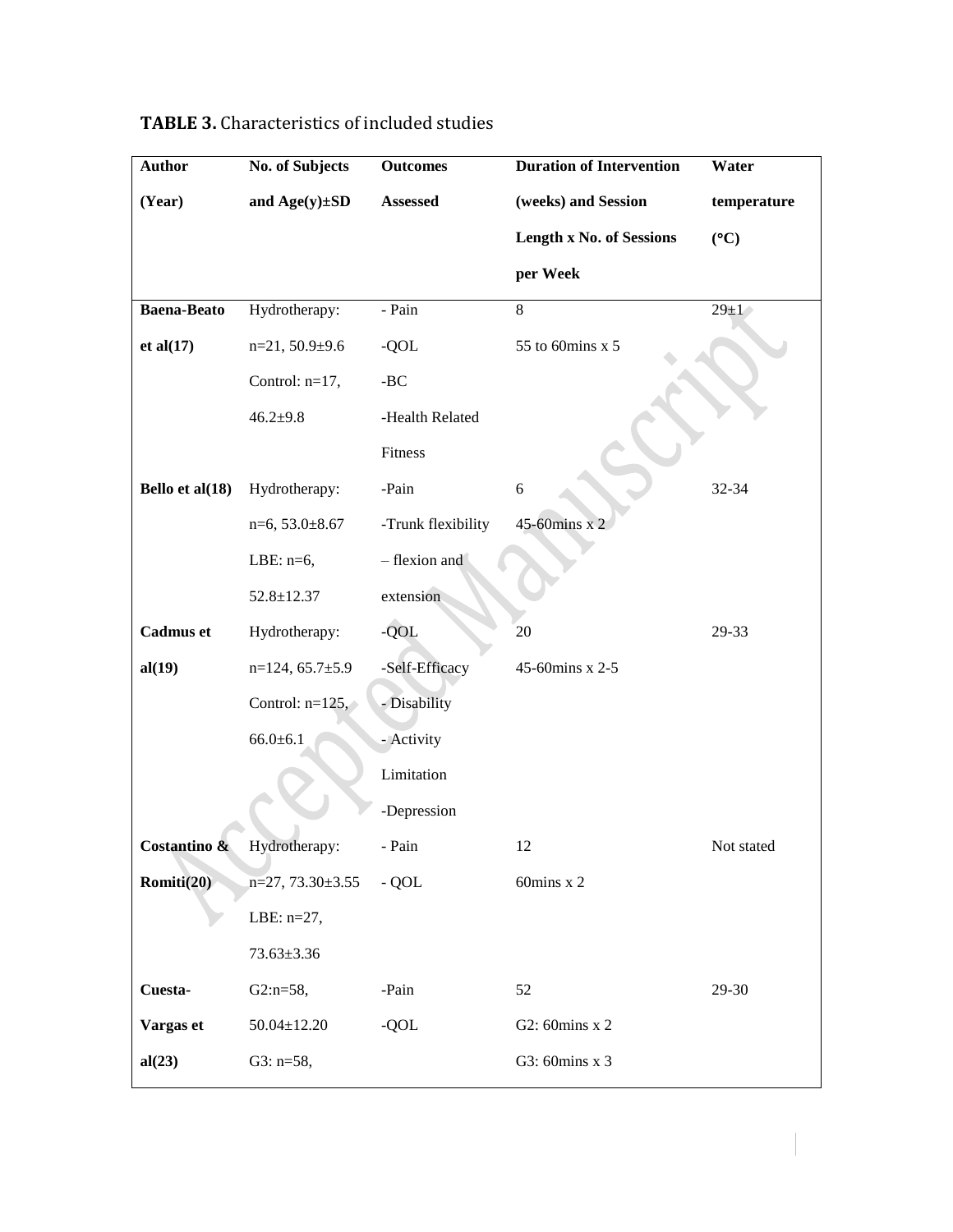**TABLE 3.** Characteristics of included studies

| Author (Year) | No. of Subjects and Age(y)±SD | Outcomes Assessed | Duration of Intervention (weeks) and Session Length x No. of Sessions per Week | Water temperature (°C) |
|---|---|---|---|---|
| **Baena-Beato et al(17)** | Hydrotherapy: n=21, 50.9±9.6<br>Control: n=17, 46.2±9.8 | - Pain<br>-QOL<br>-BC<br>-Health Related Fitness | 8<br>55 to 60mins x 5 | 29±1 |
| **Bello et al(18)** | Hydrotherapy: n=6, 53.0±8.67<br>LBE: n=6, 52.8±12.37 | -Pain<br>-Trunk flexibility – flexion and extension | 6<br>45-60mins x 2 | 32-34 |
| **Cadmus et al(19)** | Hydrotherapy: n=124, 65.7±5.9<br>Control: n=125, 66.0±6.1 | -QOL<br>-Self-Efficacy<br>- Disability<br>- Activity Limitation<br>-Depression | 20<br>45-60mins x 2-5 | 29-33 |
| **Costantino & Romiti(20)** | Hydrotherapy: n=27, 73.30±3.55<br>LBE: n=27, 73.63±3.36 | - Pain<br>- QOL | 12<br>60mins x 2 | Not stated |
| **Cuesta-Vargas et al(23)** | G2:n=58, 50.04±12.20<br>G3: n=58, | -Pain<br>-QOL | 52<br>G2: 60mins x 2<br>G3: 60mins x 3 | 29-30 |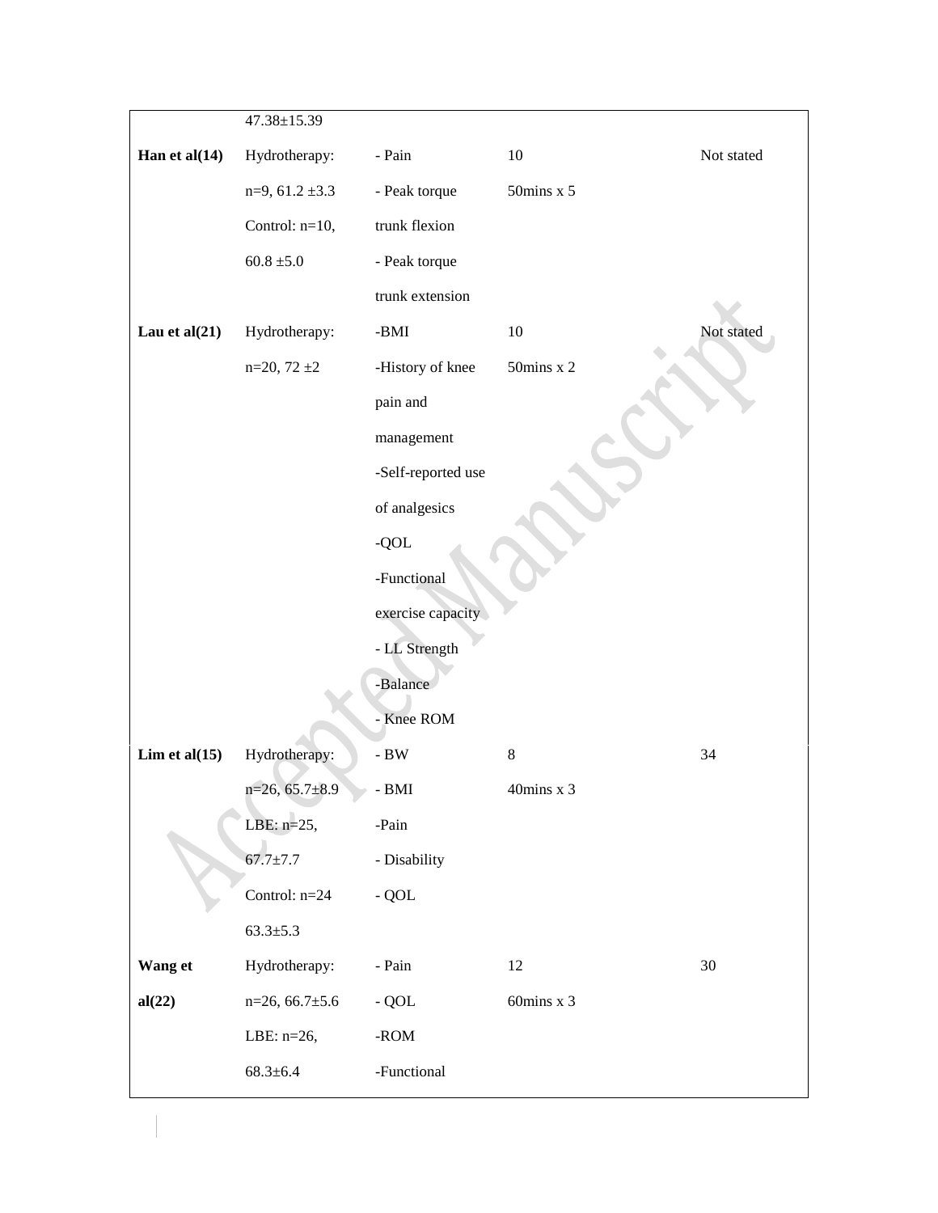| | | | | |
|---|---|---|---|---|
| | 47.38±15.39 | | | |
| **Han et al(14)** | Hydrotherapy: n=9, 61.2 ±3.3 Control: n=10, 60.8 ±5.0 | - Pain - Peak torque trunk flexion - Peak torque trunk extension | 10 50mins x 5 | Not stated |
| **Lau et al(21)** | Hydrotherapy: n=20, 72 ±2 | -BMI -History of knee pain and management -Self-reported use of analgesics -QOL -Functional exercise capacity - LL Strength -Balance - Knee ROM | 10 50mins x 2 | Not stated |
| **Lim et al(15)** | Hydrotherapy: n=26, 65.7±8.9 LBE: n=25, 67.7±7.7 Control: n=24 63.3±5.3 | - BW - BMI -Pain - Disability - QOL | 8 40mins x 3 | 34 |
| **Wang et al(22)** | Hydrotherapy: n=26, 66.7±5.6 LBE: n=26, 68.3±6.4 | - Pain - QOL -ROM -Functional | 12 60mins x 3 | 30 |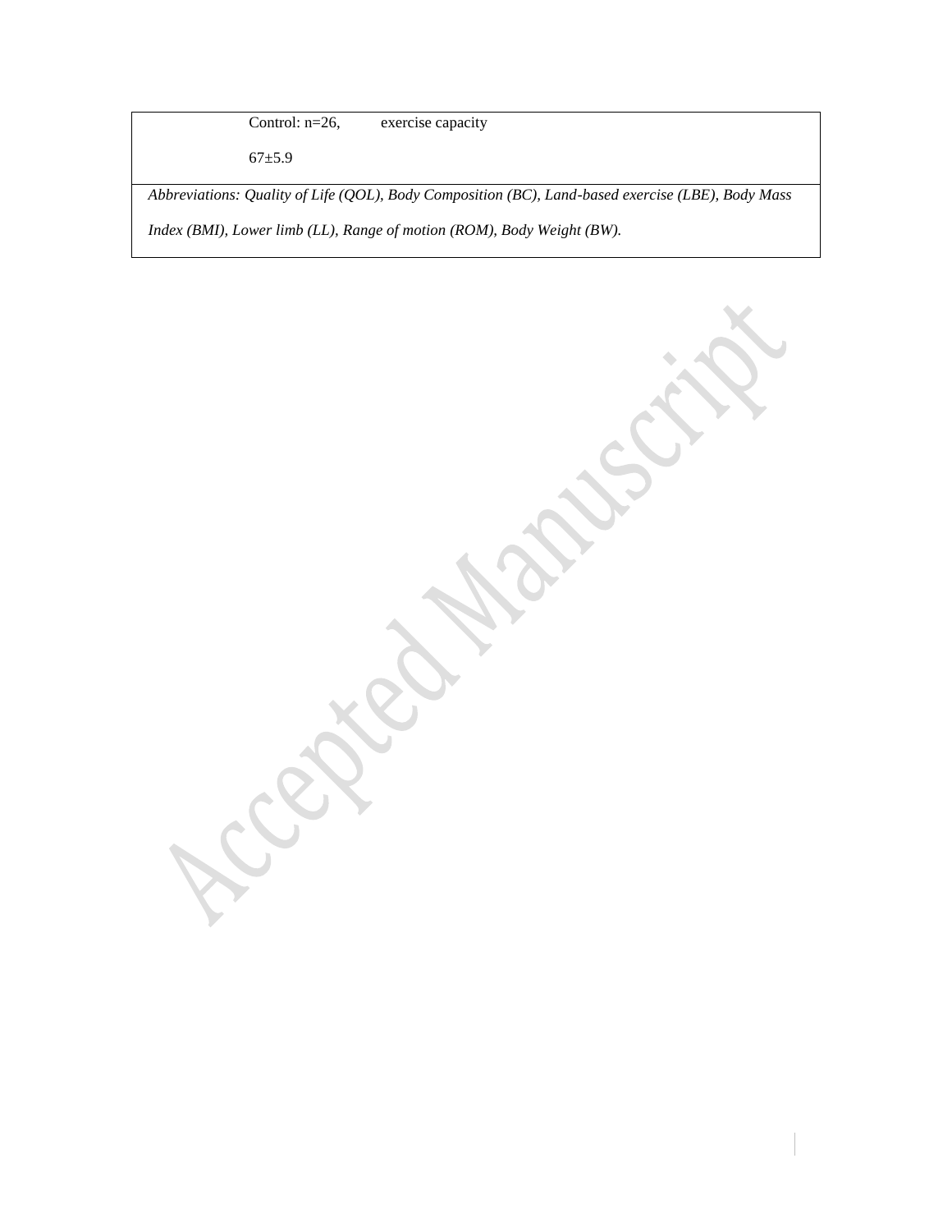| | | |
|---|---|---|
| | Control: n=26, | exercise capacity |
| | 67±5.9 | |

*Abbreviations: Quality of Life (QOL), Body Composition (BC), Land-based exercise (LBE), Body Mass Index (BMI), Lower limb (LL), Range of motion (ROM), Body Weight (BW).*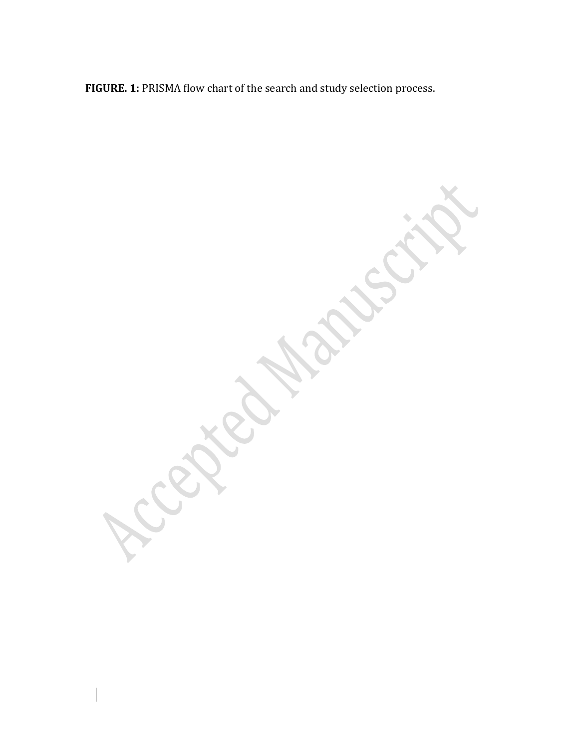**FIGURE. 1:** PRISMA flow chart of the search and study selection process.